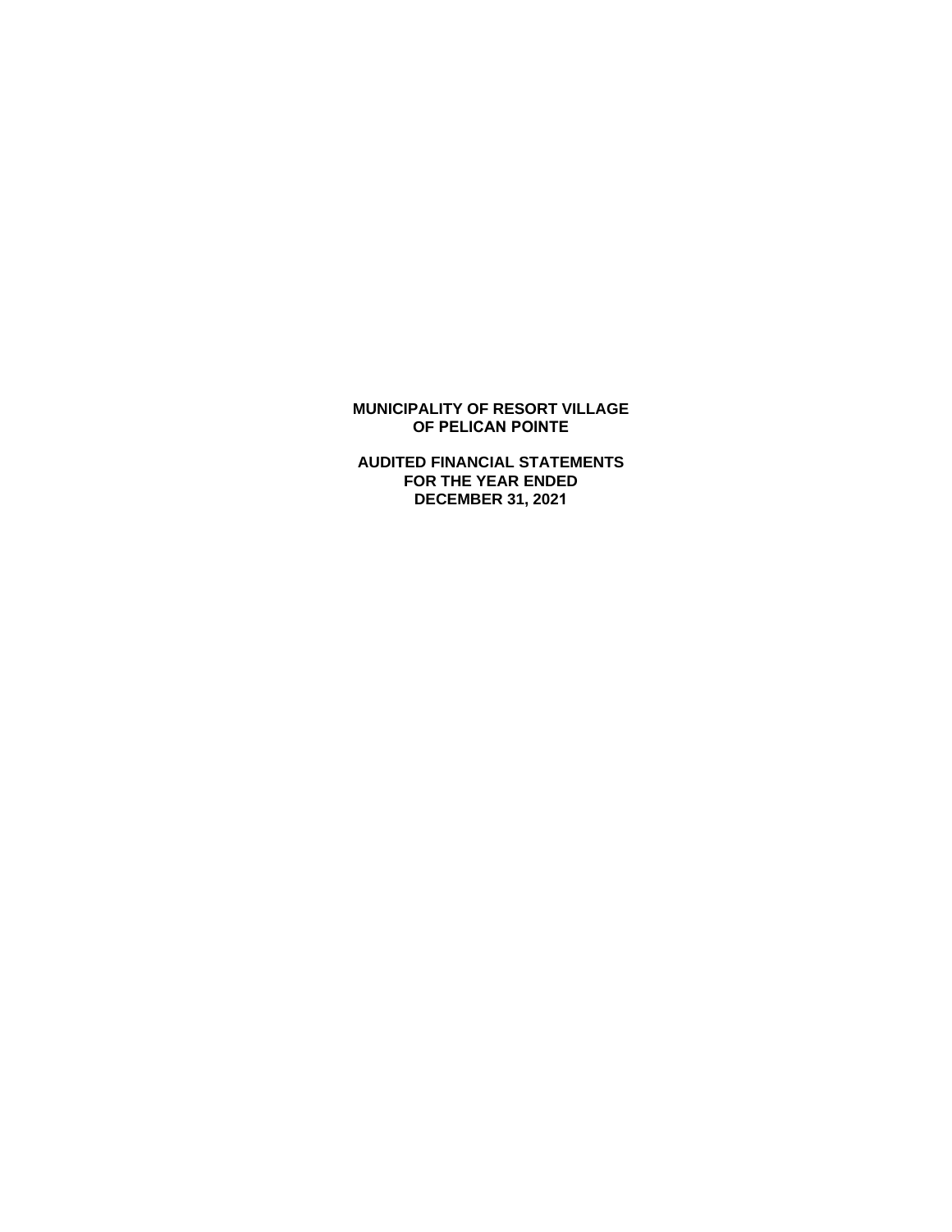# MUNICIPALITY OF RESORT VILLAGE OF PELICAN POINTE

## AUDITED FINANCIAL STATEMENTS FOR THE YEAR ENDED DECEMBER 31, 2021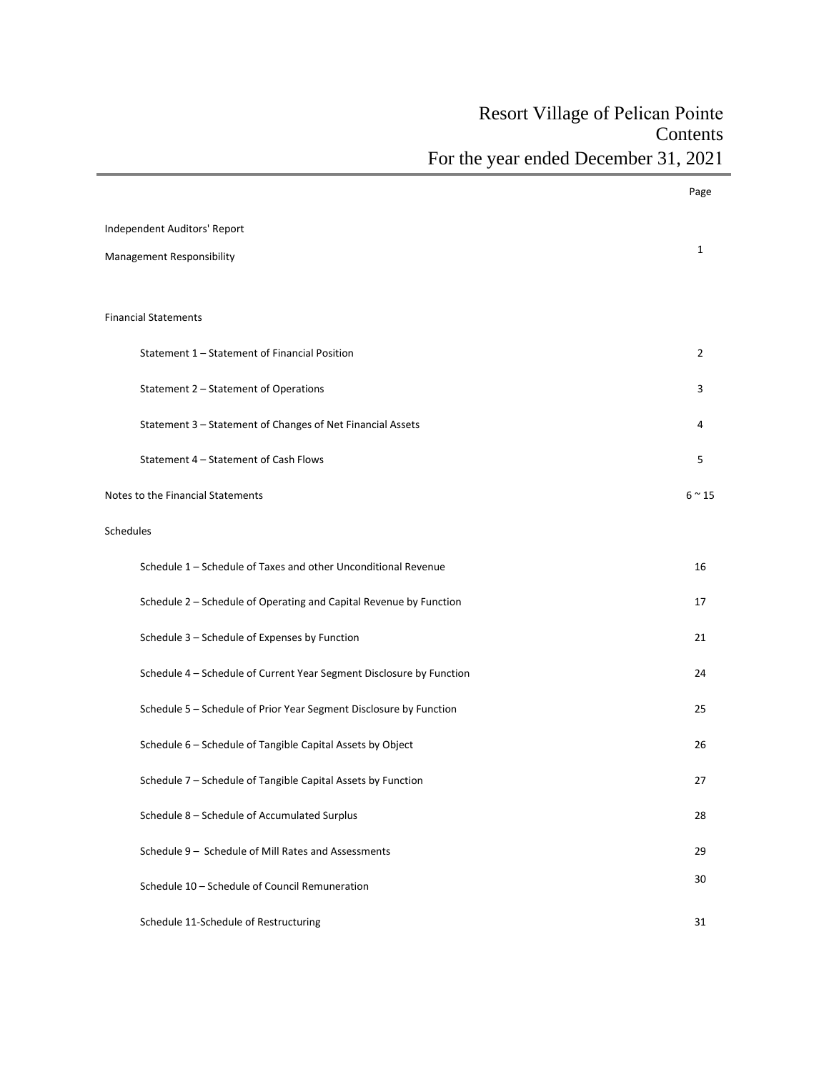# Resort Village of Pelican Pointe
## Contents
## For the year ended December 31, 2021

| | Page |
|---|---|
| Independent Auditors' Report | |
| Management Responsibility | 1 |
| **Financial Statements** | |
| Statement 1 – Statement of Financial Position | 2 |
| Statement 2 – Statement of Operations | 3 |
| Statement 3 – Statement of Changes of Net Financial Assets | 4 |
| Statement 4 – Statement of Cash Flows | 5 |
| Notes to the Financial Statements | 6 ~ 15 |
| **Schedules** | |
| Schedule 1 – Schedule of Taxes and other Unconditional Revenue | 16 |
| Schedule 2 – Schedule of Operating and Capital Revenue by Function | 17 |
| Schedule 3 – Schedule of Expenses by Function | 21 |
| Schedule 4 – Schedule of Current Year Segment Disclosure by Function | 24 |
| Schedule 5 – Schedule of Prior Year Segment Disclosure by Function | 25 |
| Schedule 6 – Schedule of Tangible Capital Assets by Object | 26 |
| Schedule 7 – Schedule of Tangible Capital Assets by Function | 27 |
| Schedule 8 – Schedule of Accumulated Surplus | 28 |
| Schedule 9 – Schedule of Mill Rates and Assessments | 29 |
| Schedule 10 – Schedule of Council Remuneration | 30 |
| Schedule 11-Schedule of Restructuring | 31 |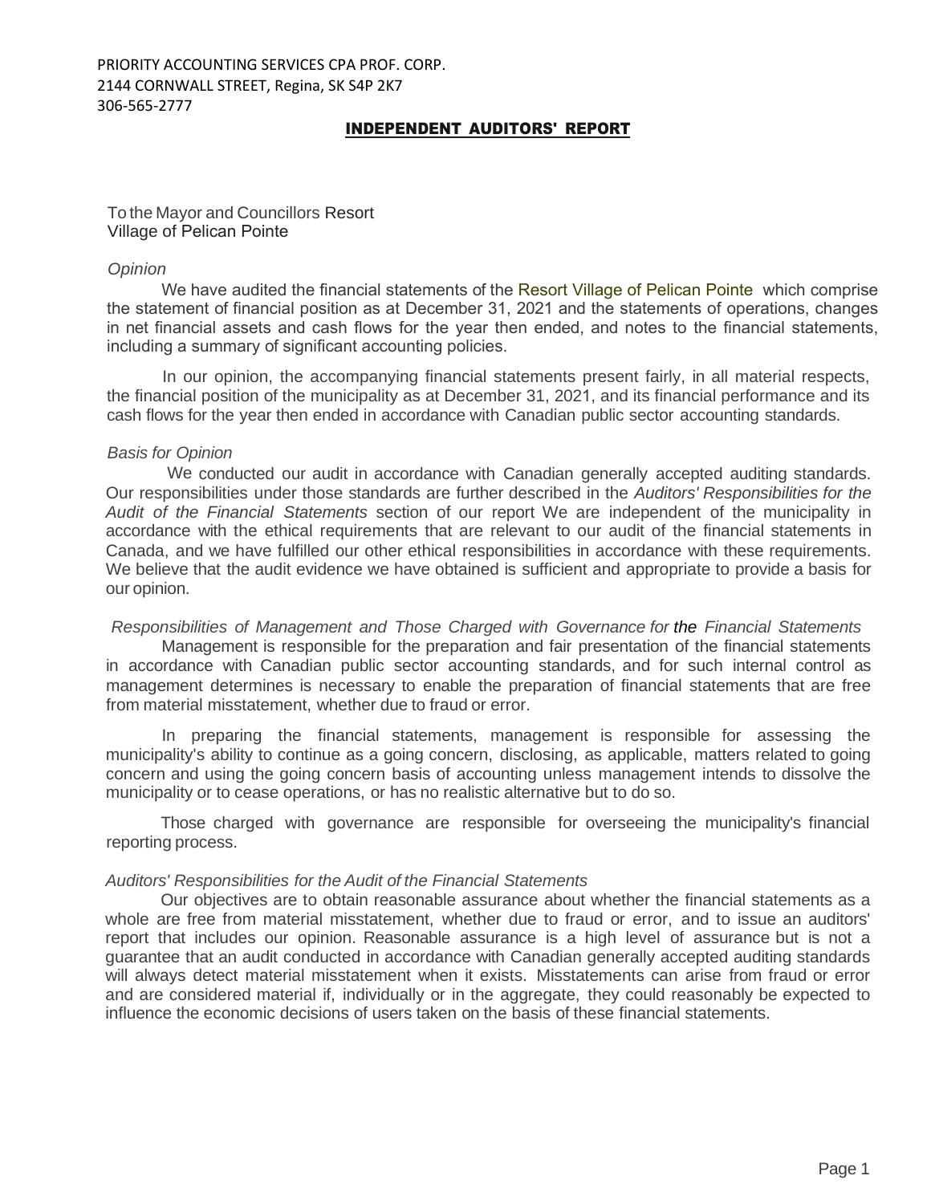PRIORITY ACCOUNTING SERVICES CPA PROF. CORP.
2144 CORNWALL STREET, Regina, SK S4P 2K7
306-565-2777

## INDEPENDENT AUDITORS' REPORT

To the Mayor and Councillors Resort Village of Pelican Pointe

*Opinion*

We have audited the financial statements of the Resort Village of Pelican Pointe which comprise the statement of financial position as at December 31, 2021 and the statements of operations, changes in net financial assets and cash flows for the year then ended, and notes to the financial statements, including a summary of significant accounting policies.

In our opinion, the accompanying financial statements present fairly, in all material respects, the financial position of the municipality as at December 31, 2021, and its financial performance and its cash flows for the year then ended in accordance with Canadian public sector accounting standards.

*Basis for Opinion*

We conducted our audit in accordance with Canadian generally accepted auditing standards. Our responsibilities under those standards are further described in the *Auditors' Responsibilities for the Audit of the Financial Statements* section of our report We are independent of the municipality in accordance with the ethical requirements that are relevant to our audit of the financial statements in Canada, and we have fulfilled our other ethical responsibilities in accordance with these requirements. We believe that the audit evidence we have obtained is sufficient and appropriate to provide a basis for our opinion.

*Responsibilities of Management and Those Charged with Governance for the Financial Statements*

Management is responsible for the preparation and fair presentation of the financial statements in accordance with Canadian public sector accounting standards, and for such internal control as management determines is necessary to enable the preparation of financial statements that are free from material misstatement, whether due to fraud or error.

In preparing the financial statements, management is responsible for assessing the municipality's ability to continue as a going concern, disclosing, as applicable, matters related to going concern and using the going concern basis of accounting unless management intends to dissolve the municipality or to cease operations, or has no realistic alternative but to do so.

Those charged with governance are responsible for overseeing the municipality's financial reporting process.

*Auditors' Responsibilities for the Audit of the Financial Statements*

Our objectives are to obtain reasonable assurance about whether the financial statements as a whole are free from material misstatement, whether due to fraud or error, and to issue an auditors' report that includes our opinion. Reasonable assurance is a high level of assurance but is not a guarantee that an audit conducted in accordance with Canadian generally accepted auditing standards will always detect material misstatement when it exists. Misstatements can arise from fraud or error and are considered material if, individually or in the aggregate, they could reasonably be expected to influence the economic decisions of users taken on the basis of these financial statements.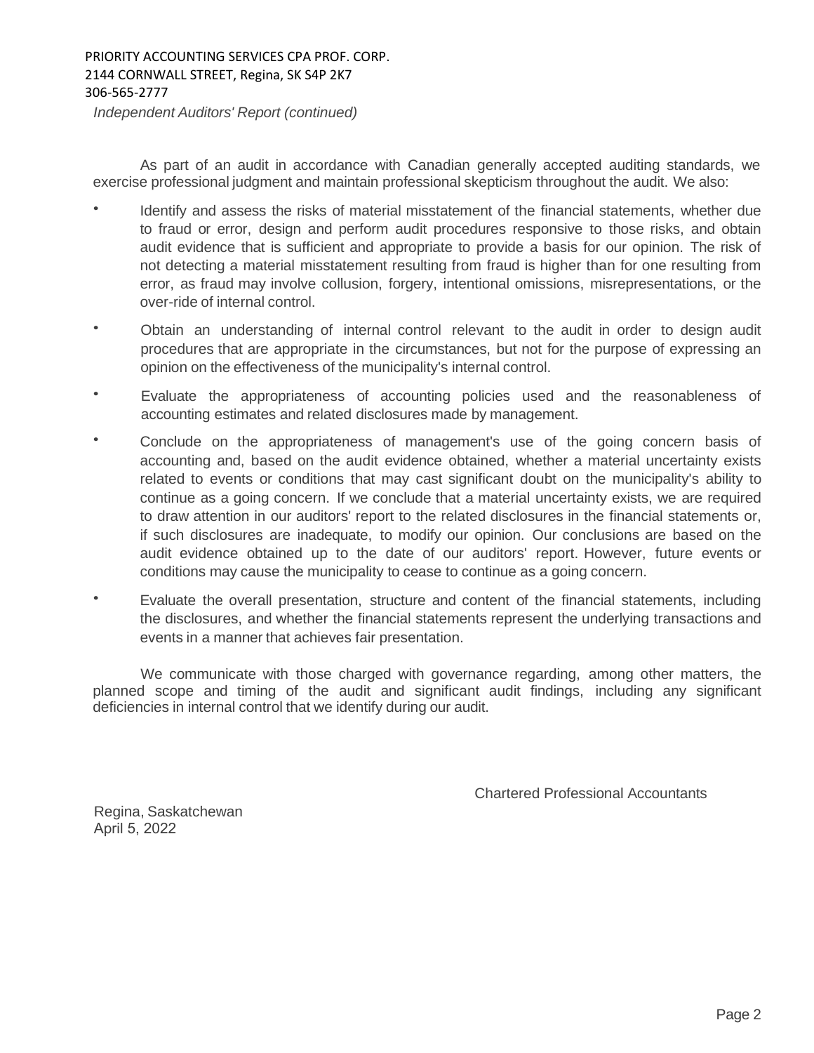PRIORITY ACCOUNTING SERVICES CPA PROF. CORP.
2144 CORNWALL STREET, Regina, SK S4P 2K7
306-565-2777

*Independent Auditors' Report (continued)*

As part of an audit in accordance with Canadian generally accepted auditing standards, we exercise professional judgment and maintain professional skepticism throughout the audit. We also:

- Identify and assess the risks of material misstatement of the financial statements, whether due to fraud or error, design and perform audit procedures responsive to those risks, and obtain audit evidence that is sufficient and appropriate to provide a basis for our opinion. The risk of not detecting a material misstatement resulting from fraud is higher than for one resulting from error, as fraud may involve collusion, forgery, intentional omissions, misrepresentations, or the over-ride of internal control.
- Obtain an understanding of internal control relevant to the audit in order to design audit procedures that are appropriate in the circumstances, but not for the purpose of expressing an opinion on the effectiveness of the municipality's internal control.
- Evaluate the appropriateness of accounting policies used and the reasonableness of accounting estimates and related disclosures made by management.
- Conclude on the appropriateness of management's use of the going concern basis of accounting and, based on the audit evidence obtained, whether a material uncertainty exists related to events or conditions that may cast significant doubt on the municipality's ability to continue as a going concern. If we conclude that a material uncertainty exists, we are required to draw attention in our auditors' report to the related disclosures in the financial statements or, if such disclosures are inadequate, to modify our opinion. Our conclusions are based on the audit evidence obtained up to the date of our auditors' report. However, future events or conditions may cause the municipality to cease to continue as a going concern.
- Evaluate the overall presentation, structure and content of the financial statements, including the disclosures, and whether the financial statements represent the underlying transactions and events in a manner that achieves fair presentation.

We communicate with those charged with governance regarding, among other matters, the planned scope and timing of the audit and significant audit findings, including any significant deficiencies in internal control that we identify during our audit.

Chartered Professional Accountants

Regina, Saskatchewan
April 5, 2022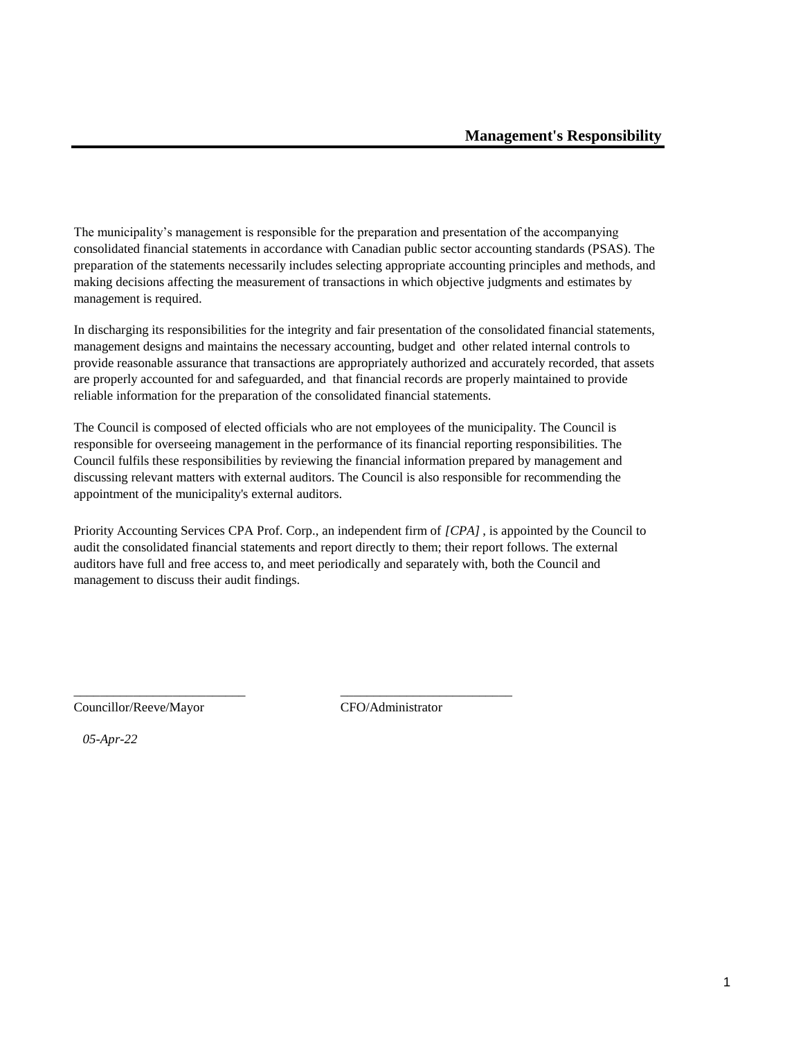# Management's Responsibility

The municipality’s management is responsible for the preparation and presentation of the accompanying consolidated financial statements in accordance with Canadian public sector accounting standards (PSAS). The preparation of the statements necessarily includes selecting appropriate accounting principles and methods, and making decisions affecting the measurement of transactions in which objective judgments and estimates by management is required.

In discharging its responsibilities for the integrity and fair presentation of the consolidated financial statements, management designs and maintains the necessary accounting, budget and other related internal controls to provide reasonable assurance that transactions are appropriately authorized and accurately recorded, that assets are properly accounted for and safeguarded, and that financial records are properly maintained to provide reliable information for the preparation of the consolidated financial statements.

The Council is composed of elected officials who are not employees of the municipality. The Council is responsible for overseeing management in the performance of its financial reporting responsibilities. The Council fulfils these responsibilities by reviewing the financial information prepared by management and discussing relevant matters with external auditors. The Council is also responsible for recommending the appointment of the municipality's external auditors.

Priority Accounting Services CPA Prof. Corp., an independent firm of *[CPA]* , is appointed by the Council to audit the consolidated financial statements and report directly to them; their report follows. The external auditors have full and free access to, and meet periodically and separately with, both the Council and management to discuss their audit findings.

__________________________ __________________________

Councillor/Reeve/Mayor CFO/Administrator

*05-Apr-22*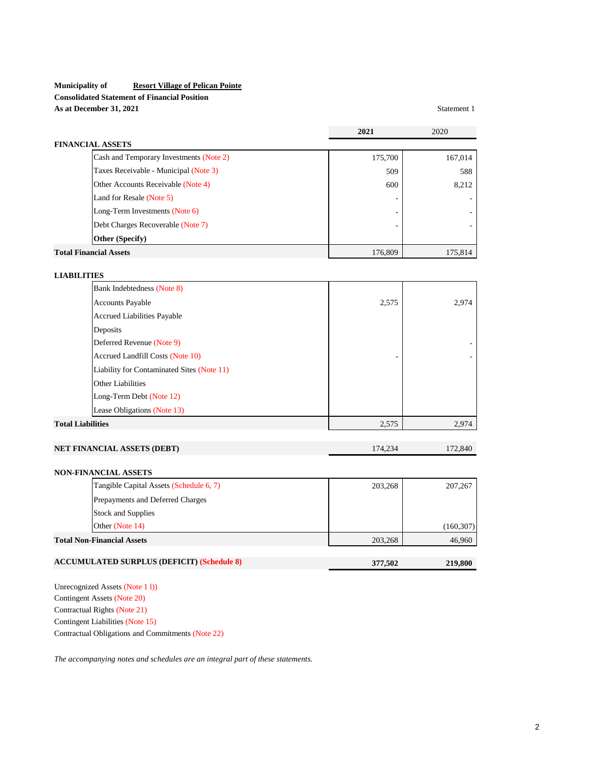**Municipality of** **Resort Village of Pelican Pointe**

**Consolidated Statement of Financial Position**

**As at December 31, 2021**

Statement 1

| | 2021 | 2020 |
|---|---|---|
| **FINANCIAL ASSETS** | | |
| Cash and Temporary Investments (Note 2) | 175,700 | 167,014 |
| Taxes Receivable - Municipal (Note 3) | 509 | 588 |
| Other Accounts Receivable (Note 4) | 600 | 8,212 |
| Land for Resale (Note 5) | - | - |
| Long-Term Investments (Note 6) | - | - |
| Debt Charges Recoverable (Note 7) | - | - |
| **Other (Specify)** | | |
| **Total Financial Assets** | 176,809 | 175,814 |
| **LIABILITIES** | | |
| Bank Indebtedness (Note 8) | | |
| Accounts Payable | 2,575 | 2,974 |
| Accrued Liabilities Payable | | |
| Deposits | | |
| Deferred Revenue (Note 9) | | - |
| Accrued Landfill Costs (Note 10) | - | - |
| Liability for Contaminated Sites (Note 11) | | |
| Other Liabilities | | |
| Long-Term Debt (Note 12) | | |
| Lease Obligations (Note 13) | | |
| **Total Liabilities** | 2,575 | 2,974 |
| **NET FINANCIAL ASSETS (DEBT)** | 174,234 | 172,840 |
| **NON-FINANCIAL ASSETS** | | |
| Tangible Capital Assets (Schedule 6, 7) | 203,268 | 207,267 |
| Prepayments and Deferred Charges | | |
| Stock and Supplies | | |
| Other (Note 14) | | (160,307) |
| **Total Non-Financial Assets** | 203,268 | 46,960 |
| **ACCUMULATED SURPLUS (DEFICIT) (Schedule 8)** | **377,502** | **219,800** |

Unrecognized Assets (Note 1 l))

Contingent Assets (Note 20)

Contractual Rights (Note 21)

Contingent Liabilities (Note 15)

Contractual Obligations and Commitments (Note 22)

*The accompanying notes and schedules are an integral part of these statements.*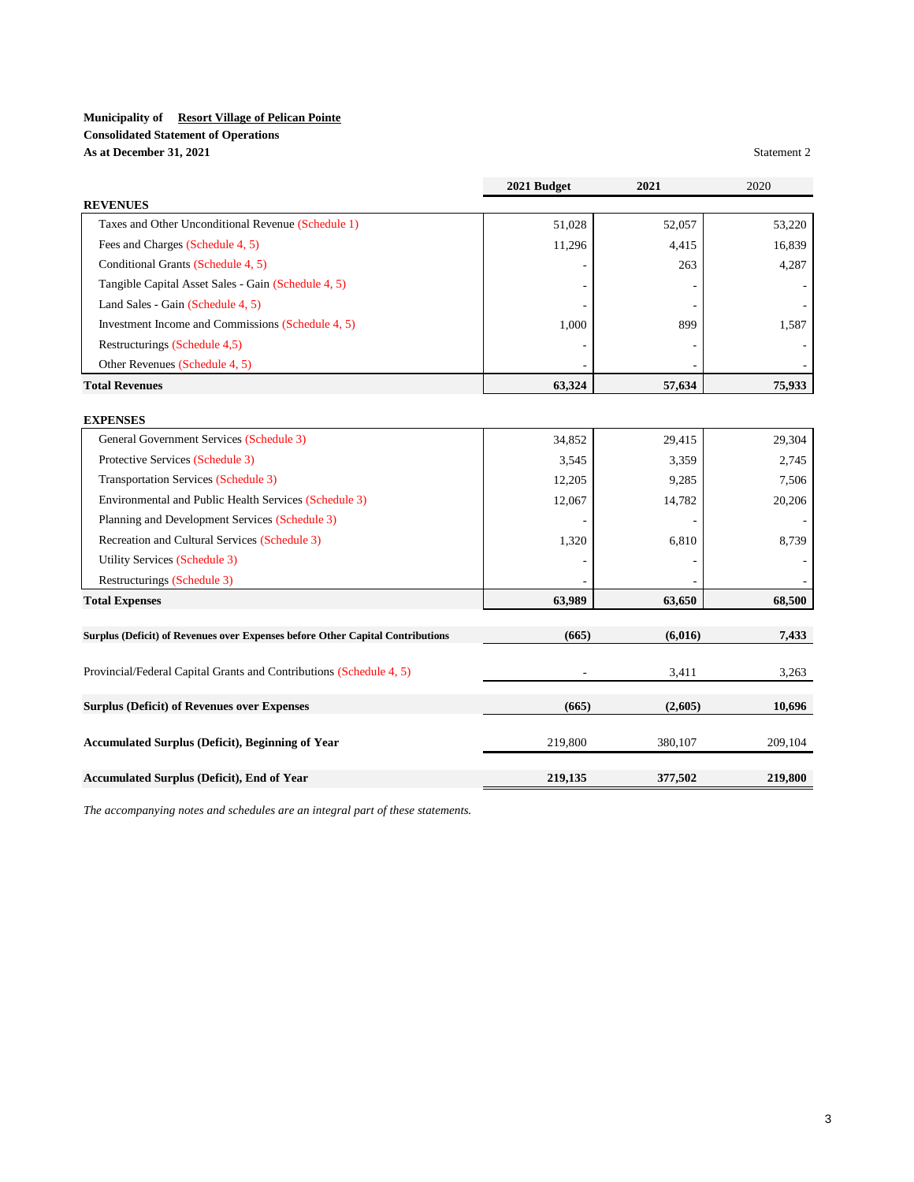**Municipality of** **Resort Village of Pelican Pointe**
**Consolidated Statement of Operations**
**As at December 31, 2021**

Statement 2

| | 2021 Budget | 2021 | 2020 |
|---|---|---|---|
| **REVENUES** | | | |
| Taxes and Other Unconditional Revenue (Schedule 1) | 51,028 | 52,057 | 53,220 |
| Fees and Charges (Schedule 4, 5) | 11,296 | 4,415 | 16,839 |
| Conditional Grants (Schedule 4, 5) | - | 263 | 4,287 |
| Tangible Capital Asset Sales - Gain (Schedule 4, 5) | - | - | - |
| Land Sales - Gain (Schedule 4, 5) | - | - | - |
| Investment Income and Commissions (Schedule 4, 5) | 1,000 | 899 | 1,587 |
| Restructurings (Schedule 4,5) | - | - | - |
| Other Revenues (Schedule 4, 5) | - | - | - |
| **Total Revenues** | **63,324** | **57,634** | **75,933** |
| **EXPENSES** | | | |
| General Government Services (Schedule 3) | 34,852 | 29,415 | 29,304 |
| Protective Services (Schedule 3) | 3,545 | 3,359 | 2,745 |
| Transportation Services (Schedule 3) | 12,205 | 9,285 | 7,506 |
| Environmental and Public Health Services (Schedule 3) | 12,067 | 14,782 | 20,206 |
| Planning and Development Services (Schedule 3) | - | - | - |
| Recreation and Cultural Services (Schedule 3) | 1,320 | 6,810 | 8,739 |
| Utility Services (Schedule 3) | - | - | - |
| Restructurings (Schedule 3) | - | - | - |
| **Total Expenses** | **63,989** | **63,650** | **68,500** |
| **Surplus (Deficit) of Revenues over Expenses before Other Capital Contributions** | **(665)** | **(6,016)** | **7,433** |
| Provincial/Federal Capital Grants and Contributions (Schedule 4, 5) | - | 3,411 | 3,263 |
| **Surplus (Deficit) of Revenues over Expenses** | **(665)** | **(2,605)** | **10,696** |
| **Accumulated Surplus (Deficit), Beginning of Year** | 219,800 | 380,107 | 209,104 |
| **Accumulated Surplus (Deficit), End of Year** | **219,135** | **377,502** | **219,800** |

*The accompanying notes and schedules are an integral part of these statements.*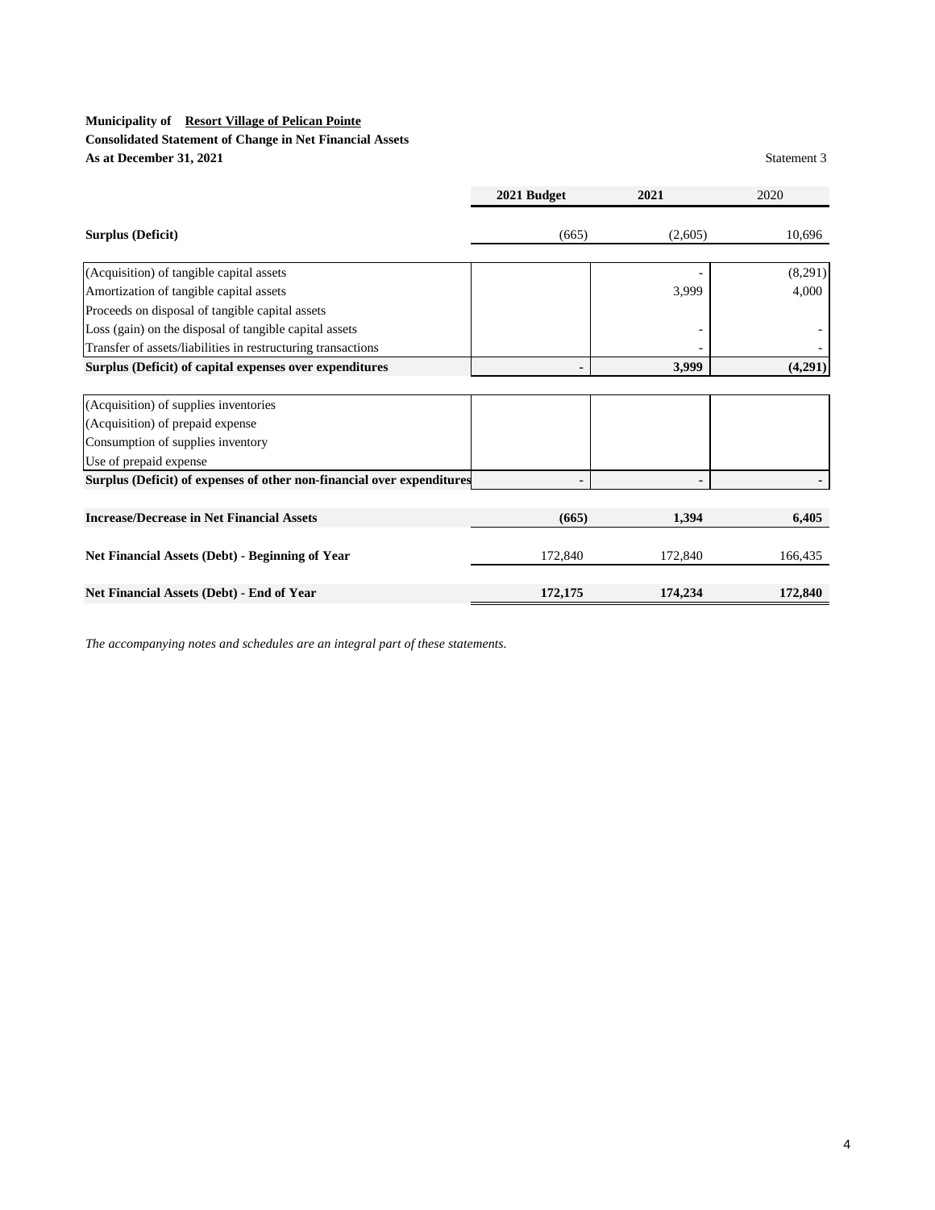**Municipality of Resort Village of Pelican Pointe**
**Consolidated Statement of Change in Net Financial Assets**
**As at December 31, 2021**

Statement 3

| | 2021 Budget | 2021 | 2020 |
|---|---|---|---|
| **Surplus (Deficit)** | (665) | (2,605) | 10,696 |
| | | | |
| (Acquisition) of tangible capital assets | | - | (8,291) |
| Amortization of tangible capital assets | | 3,999 | 4,000 |
| Proceeds on disposal of tangible capital assets | | | |
| Loss (gain) on the disposal of tangible capital assets | | - | - |
| Transfer of assets/liabilities in restructuring transactions | | - | - |
| **Surplus (Deficit) of capital expenses over expenditures** | **-** | **3,999** | **(4,291)** |
| | | | |
| (Acquisition) of supplies inventories | | | |
| (Acquisition) of prepaid expense | | | |
| Consumption of supplies inventory | | | |
| Use of prepaid expense | | | |
| **Surplus (Deficit) of expenses of other non-financial over expenditures** | **-** | **-** | **-** |
| | | | |
| **Increase/Decrease in Net Financial Assets** | **(665)** | **1,394** | **6,405** |
| | | | |
| **Net Financial Assets (Debt) - Beginning of Year** | 172,840 | 172,840 | 166,435 |
| | | | |
| **Net Financial Assets (Debt) - End of Year** | **172,175** | **174,234** | **172,840** |

*The accompanying notes and schedules are an integral part of these statements.*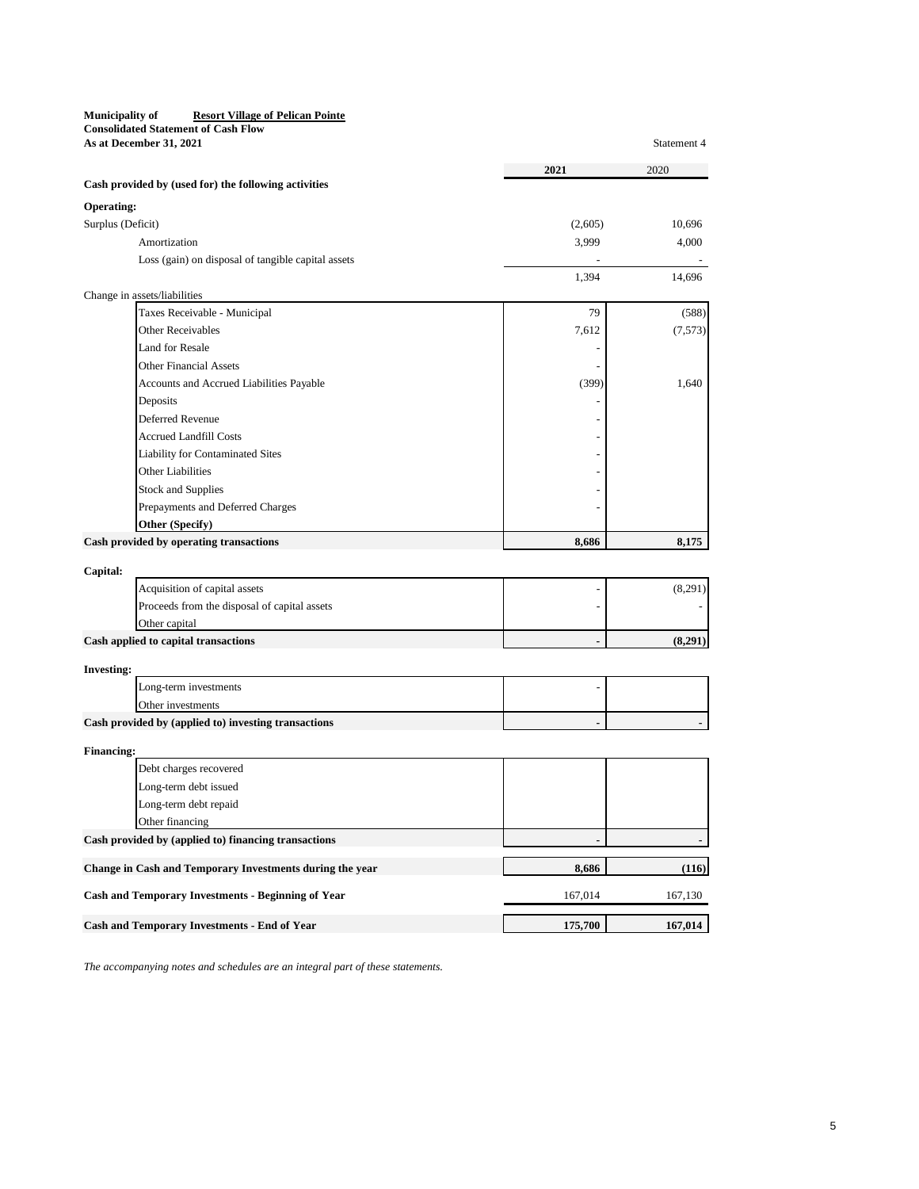**Municipality of** **Resort Village of Pelican Pointe**
**Consolidated Statement of Cash Flow**
**As at December 31, 2021**

Statement 4

| | 2021 | 2020 |
|---|---|---|
| **Cash provided by (used for) the following activities** | | |
| **Operating:** | | |
| Surplus (Deficit) | (2,605) | 10,696 |
| Amortization | 3,999 | 4,000 |
| Loss (gain) on disposal of tangible capital assets | - | - |
| | 1,394 | 14,696 |
| Change in assets/liabilities | | |
| Taxes Receivable - Municipal | 79 | (588) |
| Other Receivables | 7,612 | (7,573) |
| Land for Resale | - | |
| Other Financial Assets | - | |
| Accounts and Accrued Liabilities Payable | (399) | 1,640 |
| Deposits | - | |
| Deferred Revenue | - | |
| Accrued Landfill Costs | - | |
| Liability for Contaminated Sites | - | |
| Other Liabilities | - | |
| Stock and Supplies | - | |
| Prepayments and Deferred Charges | - | |
| **Other (Specify)** | | |
| **Cash provided by operating transactions** | **8,686** | **8,175** |
| **Capital:** | | |
| Acquisition of capital assets | - | (8,291) |
| Proceeds from the disposal of capital assets | - | - |
| Other capital | | |
| **Cash applied to capital transactions** | **-** | **(8,291)** |
| **Investing:** | | |
| Long-term investments | - | |
| Other investments | | |
| **Cash provided by (applied to) investing transactions** | **-** | **-** |
| **Financing:** | | |
| Debt charges recovered | | |
| Long-term debt issued | | |
| Long-term debt repaid | | |
| Other financing | | |
| **Cash provided by (applied to) financing transactions** | **-** | **-** |
| **Change in Cash and Temporary Investments during the year** | **8,686** | **(116)** |
| **Cash and Temporary Investments - Beginning of Year** | 167,014 | 167,130 |
| **Cash and Temporary Investments - End of Year** | **175,700** | **167,014** |

*The accompanying notes and schedules are an integral part of these statements.*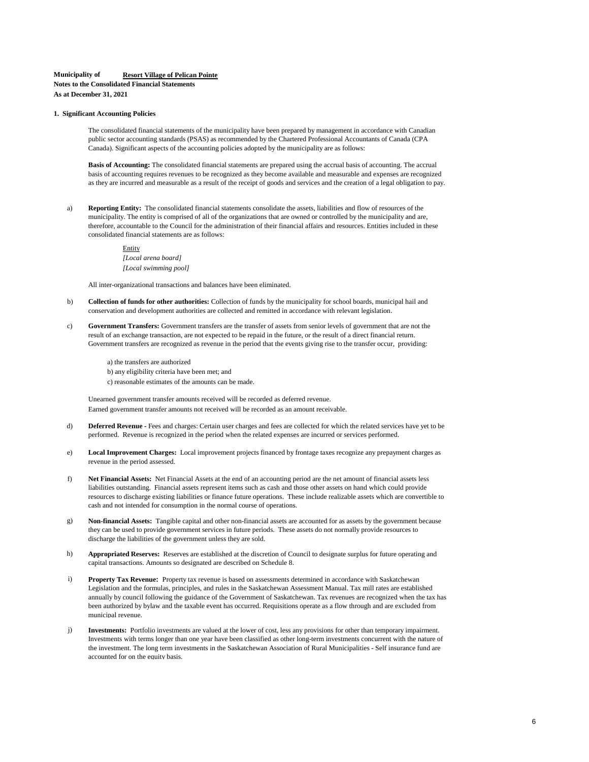**Municipality of** **Resort Village of Pelican Pointe**
**Notes to the Consolidated Financial Statements**
**As at December 31, 2021**

**1. Significant Accounting Policies**

The consolidated financial statements of the municipality have been prepared by management in accordance with Canadian public sector accounting standards (PSAS) as recommended by the Chartered Professional Accountants of Canada (CPA Canada). Significant aspects of the accounting policies adopted by the municipality are as follows:

**Basis of Accounting:** The consolidated financial statements are prepared using the accrual basis of accounting. The accrual basis of accounting requires revenues to be recognized as they become available and measurable and expenses are recognized as they are incurred and measurable as a result of the receipt of goods and services and the creation of a legal obligation to pay.

a) **Reporting Entity:** The consolidated financial statements consolidate the assets, liabilities and flow of resources of the municipality. The entity is comprised of all of the organizations that are owned or controlled by the municipality and are, therefore, accountable to the Council for the administration of their financial affairs and resources. Entities included in these consolidated financial statements are as follows:

Entity
*[Local arena board]*
*[Local swimming pool]*

All inter-organizational transactions and balances have been eliminated.

b) **Collection of funds for other authorities:** Collection of funds by the municipality for school boards, municipal hail and conservation and development authorities are collected and remitted in accordance with relevant legislation.

c) **Government Transfers:** Government transfers are the transfer of assets from senior levels of government that are not the result of an exchange transaction, are not expected to be repaid in the future, or the result of a direct financial return. Government transfers are recognized as revenue in the period that the events giving rise to the transfer occur, providing:

a) the transfers are authorized
b) any eligibility criteria have been met; and
c) reasonable estimates of the amounts can be made.

Unearned government transfer amounts received will be recorded as deferred revenue.
Earned government transfer amounts not received will be recorded as an amount receivable.

d) **Deferred Revenue -** Fees and charges: Certain user charges and fees are collected for which the related services have yet to be performed. Revenue is recognized in the period when the related expenses are incurred or services performed.

e) **Local Improvement Charges:** Local improvement projects financed by frontage taxes recognize any prepayment charges as revenue in the period assessed.

f) **Net Financial Assets:** Net Financial Assets at the end of an accounting period are the net amount of financial assets less liabilities outstanding. Financial assets represent items such as cash and those other assets on hand which could provide resources to discharge existing liabilities or finance future operations. These include realizable assets which are convertible to cash and not intended for consumption in the normal course of operations.

g) **Non-financial Assets:** Tangible capital and other non-financial assets are accounted for as assets by the government because they can be used to provide government services in future periods. These assets do not normally provide resources to discharge the liabilities of the government unless they are sold.

h) **Appropriated Reserves:** Reserves are established at the discretion of Council to designate surplus for future operating and capital transactions. Amounts so designated are described on Schedule 8.

i) **Property Tax Revenue:** Property tax revenue is based on assessments determined in accordance with Saskatchewan Legislation and the formulas, principles, and rules in the Saskatchewan Assessment Manual. Tax mill rates are established annually by council following the guidance of the Government of Saskatchewan. Tax revenues are recognized when the tax has been authorized by bylaw and the taxable event has occurred. Requisitions operate as a flow through and are excluded from municipal revenue.

j) **Investments:** Portfolio investments are valued at the lower of cost, less any provisions for other than temporary impairment. Investments with terms longer than one year have been classified as other long-term investments concurrent with the nature of the investment. The long term investments in the Saskatchewan Association of Rural Municipalities - Self insurance fund are accounted for on the equity basis.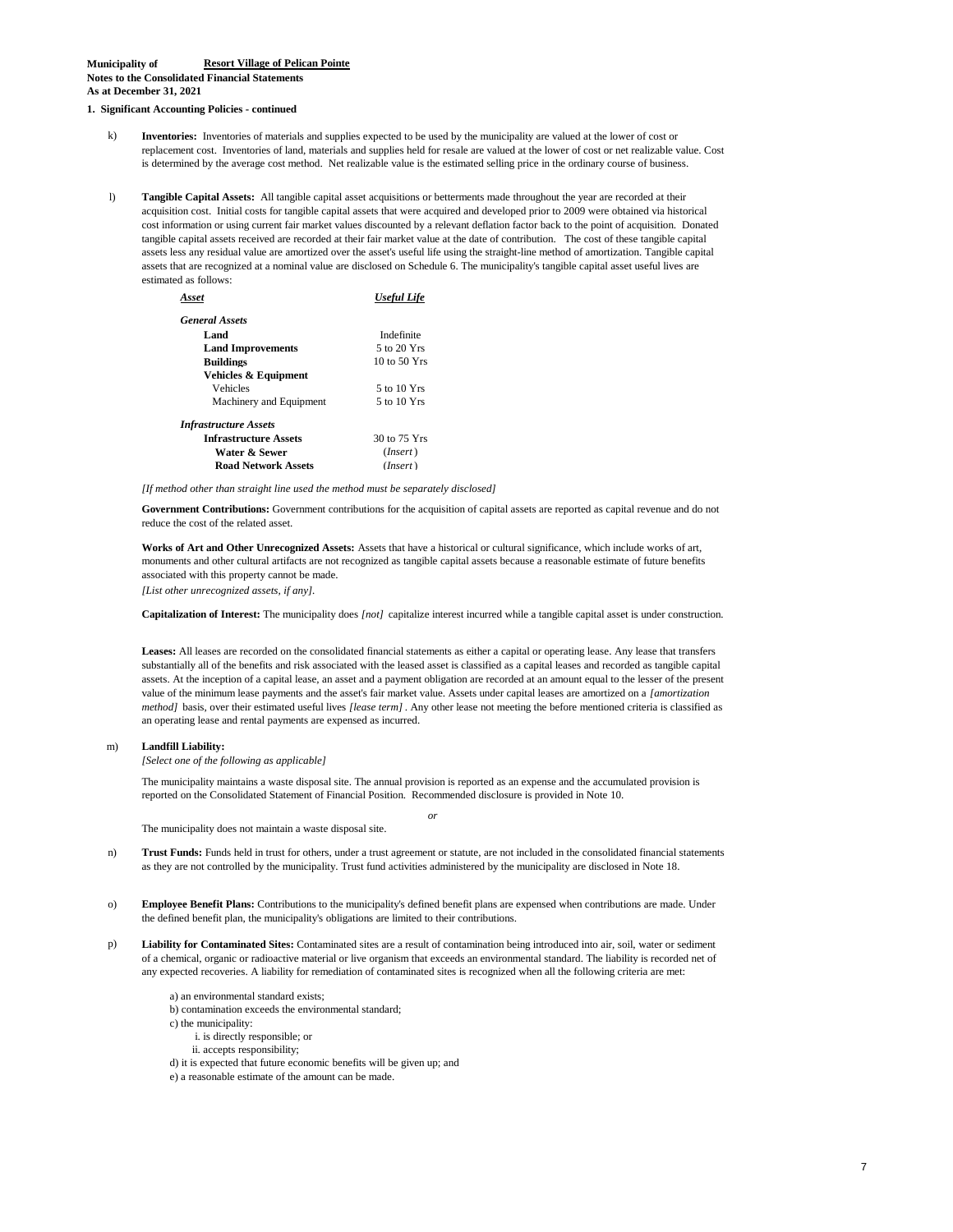**Municipality of** **Resort Village of Pelican Pointe**
**Notes to the Consolidated Financial Statements**
**As at December 31, 2021**

**1. Significant Accounting Policies - continued**

k) **Inventories:** Inventories of materials and supplies expected to be used by the municipality are valued at the lower of cost or replacement cost. Inventories of land, materials and supplies held for resale are valued at the lower of cost or net realizable value. Cost is determined by the average cost method. Net realizable value is the estimated selling price in the ordinary course of business.

l) **Tangible Capital Assets:** All tangible capital asset acquisitions or betterments made throughout the year are recorded at their acquisition cost. Initial costs for tangible capital assets that were acquired and developed prior to 2009 were obtained via historical cost information or using current fair market values discounted by a relevant deflation factor back to the point of acquisition. Donated tangible capital assets received are recorded at their fair market value at the date of contribution. The cost of these tangible capital assets less any residual value are amortized over the asset's useful life using the straight-line method of amortization. Tangible capital assets that are recognized at a nominal value are disclosed on Schedule 6. The municipality's tangible capital asset useful lives are estimated as follows:

| ***Asset*** | ***Useful Life*** |
|---|---|
| ***General Assets*** | |
| **Land** | Indefinite |
| **Land Improvements** | 5 to 20 Yrs |
| **Buildings** | 10 to 50 Yrs |
| **Vehicles & Equipment** | |
| Vehicles | 5 to 10 Yrs |
| Machinery and Equipment | 5 to 10 Yrs |
| ***Infrastructure Assets*** | |
| **Infrastructure Assets** | 30 to 75 Yrs |
| **Water & Sewer** | (*Insert*) |
| **Road Network Assets** | (*Insert*) |

*[If method other than straight line used the method must be separately disclosed]*

**Government Contributions:** Government contributions for the acquisition of capital assets are reported as capital revenue and do not reduce the cost of the related asset.

**Works of Art and Other Unrecognized Assets:** Assets that have a historical or cultural significance, which include works of art, monuments and other cultural artifacts are not recognized as tangible capital assets because a reasonable estimate of future benefits associated with this property cannot be made.
*[List other unrecognized assets, if any]*.

**Capitalization of Interest:** The municipality does *[not]* capitalize interest incurred while a tangible capital asset is under construction.

**Leases:** All leases are recorded on the consolidated financial statements as either a capital or operating lease. Any lease that transfers substantially all of the benefits and risk associated with the leased asset is classified as a capital leases and recorded as tangible capital assets. At the inception of a capital lease, an asset and a payment obligation are recorded at an amount equal to the lesser of the present value of the minimum lease payments and the asset's fair market value. Assets under capital leases are amortized on a *[amortization method]* basis, over their estimated useful lives *[lease term]* . Any other lease not meeting the before mentioned criteria is classified as an operating lease and rental payments are expensed as incurred.

m) **Landfill Liability:**
*[Select one of the following as applicable]*

The municipality maintains a waste disposal site. The annual provision is reported as an expense and the accumulated provision is reported on the Consolidated Statement of Financial Position. Recommended disclosure is provided in Note 10.

*or*

The municipality does not maintain a waste disposal site.

n) **Trust Funds:** Funds held in trust for others, under a trust agreement or statute, are not included in the consolidated financial statements as they are not controlled by the municipality. Trust fund activities administered by the municipality are disclosed in Note 18.

o) **Employee Benefit Plans:** Contributions to the municipality's defined benefit plans are expensed when contributions are made. Under the defined benefit plan, the municipality's obligations are limited to their contributions.

p) **Liability for Contaminated Sites:** Contaminated sites are a result of contamination being introduced into air, soil, water or sediment of a chemical, organic or radioactive material or live organism that exceeds an environmental standard. The liability is recorded net of any expected recoveries. A liability for remediation of contaminated sites is recognized when all the following criteria are met:

a) an environmental standard exists;
b) contamination exceeds the environmental standard;
c) the municipality:
  i. is directly responsible; or
  ii. accepts responsibility;
d) it is expected that future economic benefits will be given up; and
e) a reasonable estimate of the amount can be made.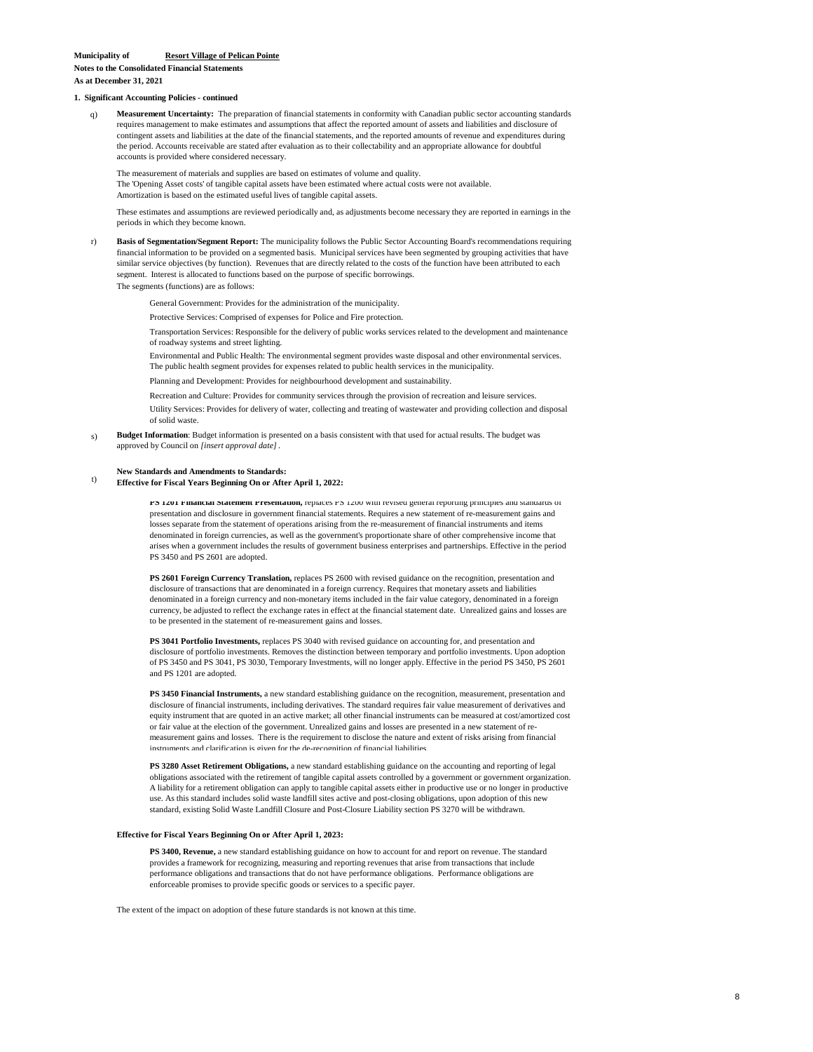**Municipality of** **Resort Village of Pelican Pointe**

**Notes to the Consolidated Financial Statements**

**As at December 31, 2021**

**1. Significant Accounting Policies - continued**

q) **Measurement Uncertainty:** The preparation of financial statements in conformity with Canadian public sector accounting standards requires management to make estimates and assumptions that affect the reported amount of assets and liabilities and disclosure of contingent assets and liabilities at the date of the financial statements, and the reported amounts of revenue and expenditures during the period. Accounts receivable are stated after evaluation as to their collectability and an appropriate allowance for doubtful accounts is provided where considered necessary.

The measurement of materials and supplies are based on estimates of volume and quality.
The 'Opening Asset costs' of tangible capital assets have been estimated where actual costs were not available.
Amortization is based on the estimated useful lives of tangible capital assets.

These estimates and assumptions are reviewed periodically and, as adjustments become necessary they are reported in earnings in the periods in which they become known.

r) **Basis of Segmentation/Segment Report:** The municipality follows the Public Sector Accounting Board's recommendations requiring financial information to be provided on a segmented basis. Municipal services have been segmented by grouping activities that have similar service objectives (by function). Revenues that are directly related to the costs of the function have been attributed to each segment. Interest is allocated to functions based on the purpose of specific borrowings.
The segments (functions) are as follows:

General Government: Provides for the administration of the municipality.

Protective Services: Comprised of expenses for Police and Fire protection.

Transportation Services: Responsible for the delivery of public works services related to the development and maintenance of roadway systems and street lighting.

Environmental and Public Health: The environmental segment provides waste disposal and other environmental services. The public health segment provides for expenses related to public health services in the municipality.

Planning and Development: Provides for neighbourhood development and sustainability.

Recreation and Culture: Provides for community services through the provision of recreation and leisure services.

Utility Services: Provides for delivery of water, collecting and treating of wastewater and providing collection and disposal of solid waste.

s) **Budget Information**: Budget information is presented on a basis consistent with that used for actual results. The budget was approved by Council on *[insert approval date]* .

t) **New Standards and Amendments to Standards:**
**Effective for Fiscal Years Beginning On or After April 1, 2022:**

**PS 1201 Financial Statement Presentation,** replaces PS 1200 with revised general reporting principles and standards of presentation and disclosure in government financial statements. Requires a new statement of re-measurement gains and losses separate from the statement of operations arising from the re-measurement of financial instruments and items denominated in foreign currencies, as well as the government's proportionate share of other comprehensive income that arises when a government includes the results of government business enterprises and partnerships. Effective in the period PS 3450 and PS 2601 are adopted.

**PS 2601 Foreign Currency Translation,** replaces PS 2600 with revised guidance on the recognition, presentation and disclosure of transactions that are denominated in a foreign currency. Requires that monetary assets and liabilities denominated in a foreign currency and non-monetary items included in the fair value category, denominated in a foreign currency, be adjusted to reflect the exchange rates in effect at the financial statement date. Unrealized gains and losses are to be presented in the statement of re-measurement gains and losses.

**PS 3041 Portfolio Investments,** replaces PS 3040 with revised guidance on accounting for, and presentation and disclosure of portfolio investments. Removes the distinction between temporary and portfolio investments. Upon adoption of PS 3450 and PS 3041, PS 3030, Temporary Investments, will no longer apply. Effective in the period PS 3450, PS 2601 and PS 1201 are adopted.

**PS 3450 Financial Instruments,** a new standard establishing guidance on the recognition, measurement, presentation and disclosure of financial instruments, including derivatives. The standard requires fair value measurement of derivatives and equity instrument that are quoted in an active market; all other financial instruments can be measured at cost/amortized cost or fair value at the election of the government. Unrealized gains and losses are presented in a new statement of re-measurement gains and losses. There is the requirement to disclose the nature and extent of risks arising from financial instruments and clarification is given for the de-recognition of financial liabilities.

**PS 3280 Asset Retirement Obligations,** a new standard establishing guidance on the accounting and reporting of legal obligations associated with the retirement of tangible capital assets controlled by a government or government organization. A liability for a retirement obligation can apply to tangible capital assets either in productive use or no longer in productive use. As this standard includes solid waste landfill sites active and post-closing obligations, upon adoption of this new standard, existing Solid Waste Landfill Closure and Post-Closure Liability section PS 3270 will be withdrawn.

**Effective for Fiscal Years Beginning On or After April 1, 2023:**

**PS 3400, Revenue,** a new standard establishing guidance on how to account for and report on revenue. The standard provides a framework for recognizing, measuring and reporting revenues that arise from transactions that include performance obligations and transactions that do not have performance obligations. Performance obligations are enforceable promises to provide specific goods or services to a specific payer.

The extent of the impact on adoption of these future standards is not known at this time.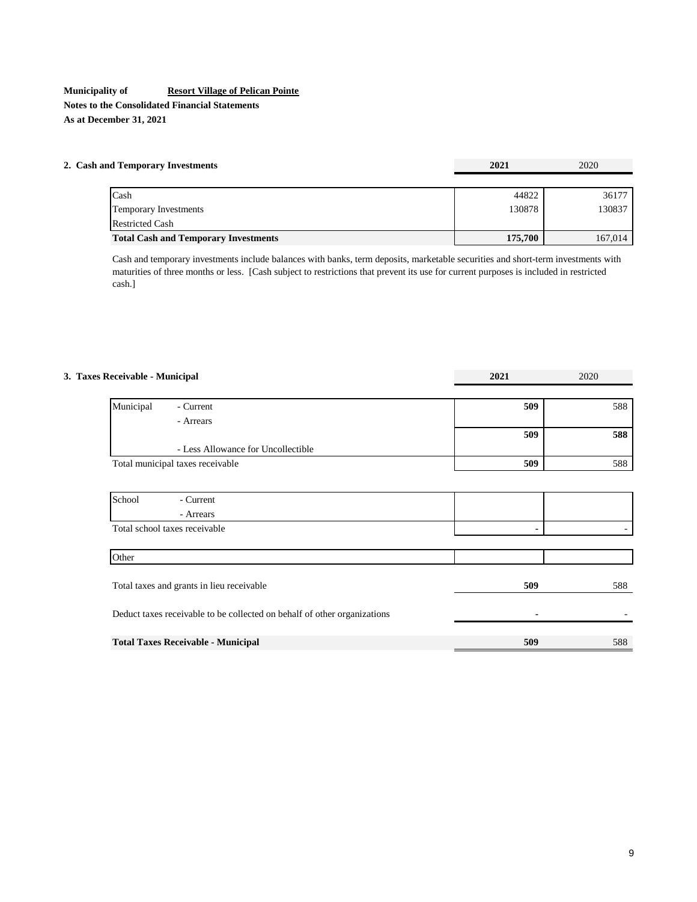**Municipality of** **Resort Village of Pelican Pointe**

**Notes to the Consolidated Financial Statements**

**As at December 31, 2021**

## 2. Cash and Temporary Investments

| | **2021** | 2020 |
|---|---|---|
| Cash | 44822 | 36177 |
| Temporary Investments | 130878 | 130837 |
| Restricted Cash | | |
| **Total Cash and Temporary Investments** | **175,700** | 167,014 |

Cash and temporary investments include balances with banks, term deposits, marketable securities and short-term investments with maturities of three months or less. [Cash subject to restrictions that prevent its use for current purposes is included in restricted cash.]

## 3. Taxes Receivable - Municipal

| | | **2021** | 2020 |
|---|---|---|---|
| Municipal | - Current | **509** | 588 |
| | - Arrears | | |
| | | **509** | **588** |
| | - Less Allowance for Uncollectible | | |
| Total municipal taxes receivable | | **509** | 588 |
| School | - Current | | |
| | - Arrears | | |
| Total school taxes receivable | | - | - |
| Other | | | |
| Total taxes and grants in lieu receivable | | **509** | 588 |
| Deduct taxes receivable to be collected on behalf of other organizations | | - | - |
| **Total Taxes Receivable - Municipal** | | **509** | 588 |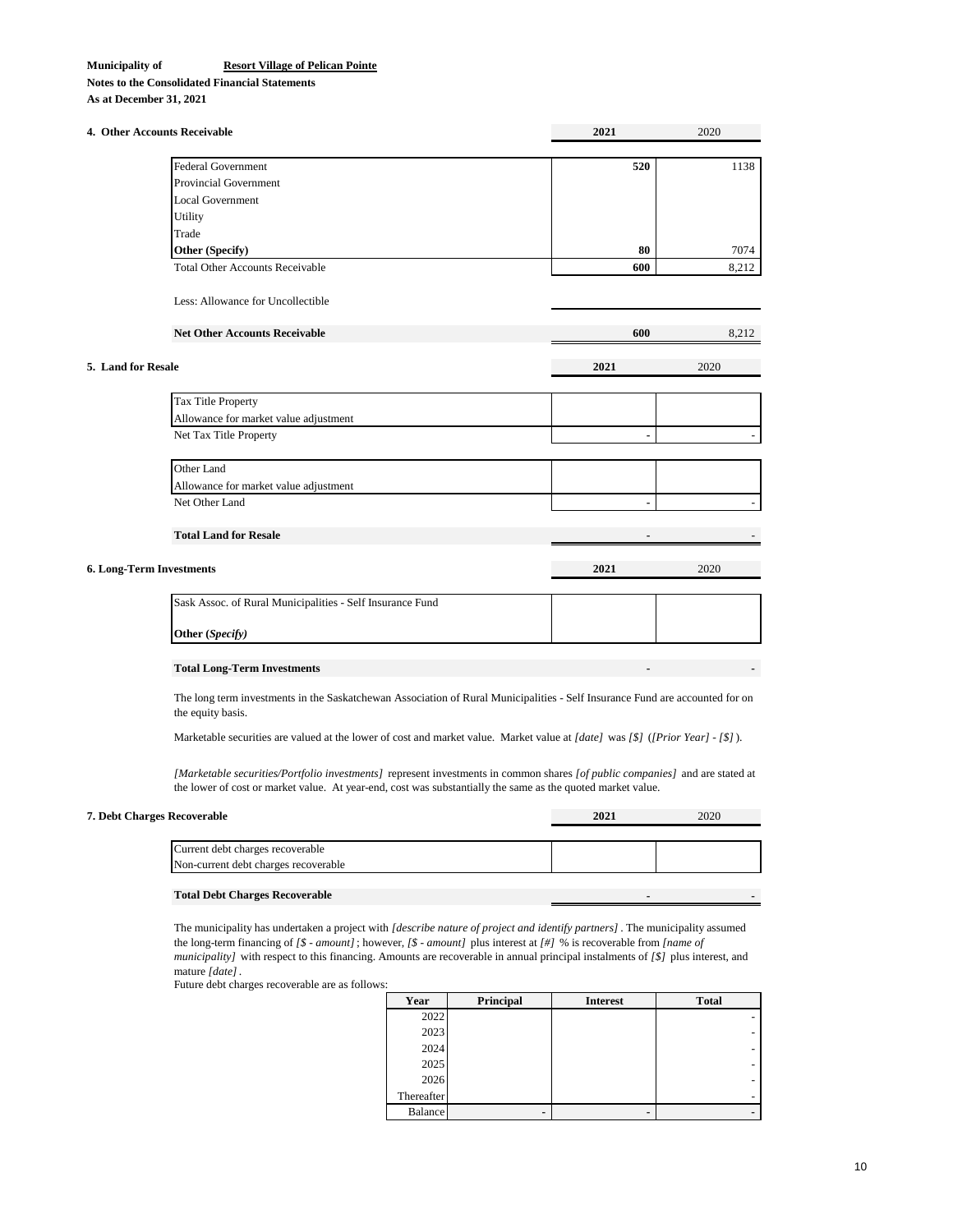**Municipality of** **Resort Village of Pelican Pointe**

**Notes to the Consolidated Financial Statements**

**As at December 31, 2021**

### 4. Other Accounts Receivable

| | 2021 | 2020 |
|---|---|---|
| Federal Government | **520** | 1138 |
| Provincial Government | | |
| Local Government | | |
| Utility | | |
| Trade | | |
| **Other (Specify)** | **80** | 7074 |
| Total Other Accounts Receivable | **600** | 8,212 |
| Less: Allowance for Uncollectible | | |
| **Net Other Accounts Receivable** | **600** | 8,212 |

### 5. Land for Resale

| | 2021 | 2020 |
|---|---|---|
| Tax Title Property | | |
| Allowance for market value adjustment | | |
| Net Tax Title Property | - | - |
| Other Land | | |
| Allowance for market value adjustment | | |
| Net Other Land | - | - |
| **Total Land for Resale** | - | - |

### 6. Long-Term Investments

| | 2021 | 2020 |
|---|---|---|
| Sask Assoc. of Rural Municipalities - Self Insurance Fund | | |
| **Other (*Specify*)** | | |
| **Total Long-Term Investments** | - | - |

The long term investments in the Saskatchewan Association of Rural Municipalities - Self Insurance Fund are accounted for on the equity basis.

Marketable securities are valued at the lower of cost and market value. Market value at *[date]* was *[$]* (*[Prior Year] - [$]* ).

*[Marketable securities/Portfolio investments]* represent investments in common shares *[of public companies]* and are stated at the lower of cost or market value. At year-end, cost was substantially the same as the quoted market value.

### 7. Debt Charges Recoverable

| | 2021 | 2020 |
|---|---|---|
| Current debt charges recoverable | | |
| Non-current debt charges recoverable | | |
| **Total Debt Charges Recoverable** | - | - |

The municipality has undertaken a project with *[describe nature of project and identify partners]* . The municipality assumed the long-term financing of *[$ - amount]* ; however, *[$ - amount]* plus interest at *[#]* % is recoverable from *[name of municipality]* with respect to this financing. Amounts are recoverable in annual principal instalments of *[$]* plus interest, and mature *[date]* .

Future debt charges recoverable are as follows:

| Year | Principal | Interest | Total |
|---|---|---|---|
| 2022 | | | - |
| 2023 | | | - |
| 2024 | | | - |
| 2025 | | | - |
| 2026 | | | - |
| Thereafter | | | - |
| Balance | - | - | - |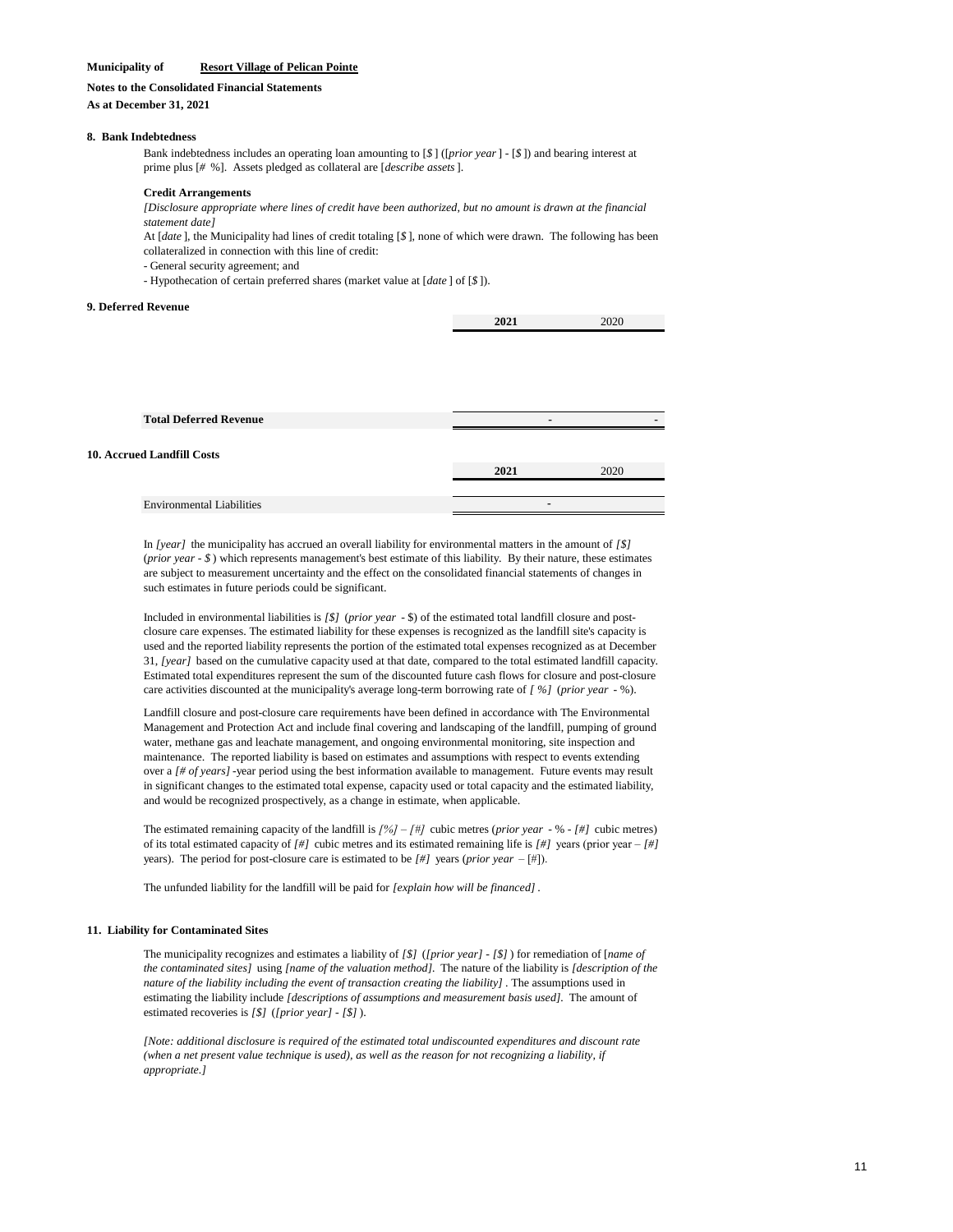**Municipality of** **Resort Village of Pelican Pointe**

**Notes to the Consolidated Financial Statements**

**As at December 31, 2021**

**8. Bank Indebtedness**

Bank indebtedness includes an operating loan amounting to [*$* ] ([*prior year* ] - [*$* ]) and bearing interest at prime plus [*#* %]. Assets pledged as collateral are [*describe assets* ].

**Credit Arrangements**

*[Disclosure appropriate where lines of credit have been authorized, but no amount is drawn at the financial statement date]*

At [*date* ], the Municipality had lines of credit totaling [*$* ], none of which were drawn. The following has been collateralized in connection with this line of credit:

- General security agreement; and
- Hypothecation of certain preferred shares (market value at [*date* ] of [*$* ]).

**9. Deferred Revenue**

| | **2021** | 2020 |
|---|---|---|
| | | |
| **Total Deferred Revenue** | - | - |

**10. Accrued Landfill Costs**

| | **2021** | 2020 |
|---|---|---|
| Environmental Liabilities | - | |

In *[year]* the municipality has accrued an overall liability for environmental matters in the amount of *[$]* (*prior year - $* ) which represents management's best estimate of this liability. By their nature, these estimates are subject to measurement uncertainty and the effect on the consolidated financial statements of changes in such estimates in future periods could be significant.

Included in environmental liabilities is *[$]* (*prior year* - $) of the estimated total landfill closure and post-closure care expenses. The estimated liability for these expenses is recognized as the landfill site's capacity is used and the reported liability represents the portion of the estimated total expenses recognized as at December 31, *[year]* based on the cumulative capacity used at that date, compared to the total estimated landfill capacity. Estimated total expenditures represent the sum of the discounted future cash flows for closure and post-closure care activities discounted at the municipality's average long-term borrowing rate of *[ %]* (*prior year* - %).

Landfill closure and post-closure care requirements have been defined in accordance with The Environmental Management and Protection Act and include final covering and landscaping of the landfill, pumping of ground water, methane gas and leachate management, and ongoing environmental monitoring, site inspection and maintenance. The reported liability is based on estimates and assumptions with respect to events extending over a *[# of years]* -year period using the best information available to management. Future events may result in significant changes to the estimated total expense, capacity used or total capacity and the estimated liability, and would be recognized prospectively, as a change in estimate, when applicable.

The estimated remaining capacity of the landfill is *[%] – [#]* cubic metres (*prior year* - % - *[#]* cubic metres) of its total estimated capacity of *[#]* cubic metres and its estimated remaining life is *[#]* years (prior year – *[#]* years). The period for post-closure care is estimated to be *[#]* years (*prior year* – [#]).

The unfunded liability for the landfill will be paid for *[explain how will be financed]* .

**11. Liability for Contaminated Sites**

The municipality recognizes and estimates a liability of *[$]* (*[prior year] - [$]* ) for remediation of [*name of the contaminated sites]* using *[name of the valuation method]*. The nature of the liability is *[description of the nature of the liability including the event of transaction creating the liability]* . The assumptions used in estimating the liability include *[descriptions of assumptions and measurement basis used]*. The amount of estimated recoveries is *[$]* (*[prior year] - [$]* ).

*[Note: additional disclosure is required of the estimated total undiscounted expenditures and discount rate (when a net present value technique is used), as well as the reason for not recognizing a liability, if appropriate.]*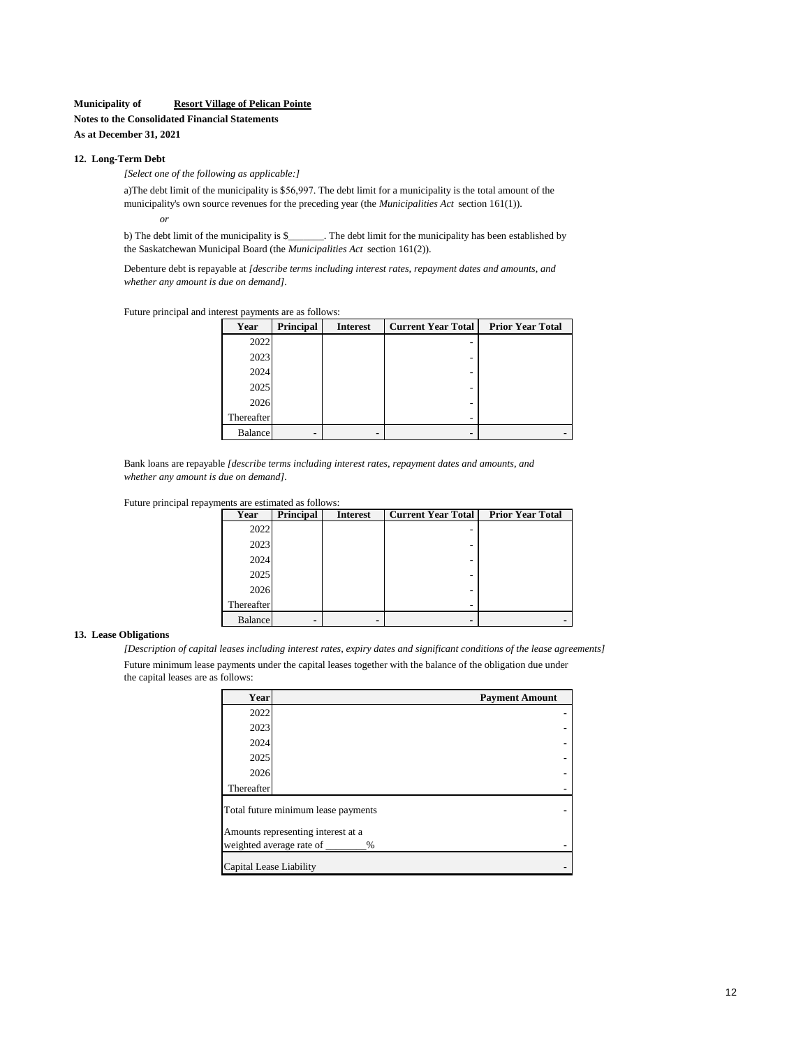**Municipality of** **Resort Village of Pelican Pointe**

**Notes to the Consolidated Financial Statements**

**As at December 31, 2021**

**12. Long-Term Debt**

*[Select one of the following as applicable:]*

a)The debt limit of the municipality is $56,997. The debt limit for a municipality is the total amount of the municipality's own source revenues for the preceding year (the *Municipalities Act* section 161(1)).

*or*

b) The debt limit of the municipality is $_______. The debt limit for the municipality has been established by the Saskatchewan Municipal Board (the *Municipalities Act* section 161(2)).

Debenture debt is repayable at *[describe terms including interest rates, repayment dates and amounts, and whether any amount is due on demand]*.

Future principal and interest payments are as follows:

| Year | Principal | Interest | Current Year Total | Prior Year Total |
|---|---|---|---|---|
| 2022 | | | - | |
| 2023 | | | - | |
| 2024 | | | - | |
| 2025 | | | - | |
| 2026 | | | - | |
| Thereafter | | | - | |
| Balance | - | - | - | - |

Bank loans are repayable *[describe terms including interest rates, repayment dates and amounts, and whether any amount is due on demand]*.

Future principal repayments are estimated as follows:

| Year | Principal | Interest | Current Year Total | Prior Year Total |
|---|---|---|---|---|
| 2022 | | | - | |
| 2023 | | | - | |
| 2024 | | | - | |
| 2025 | | | - | |
| 2026 | | | - | |
| Thereafter | | | - | |
| Balance | - | - | - | - |

**13. Lease Obligations**

*[Description of capital leases including interest rates, expiry dates and significant conditions of the lease agreements]*

Future minimum lease payments under the capital leases together with the balance of the obligation due under the capital leases are as follows:

| Year | Payment Amount |
|---|---|
| 2022 | - |
| 2023 | - |
| 2024 | - |
| 2025 | - |
| 2026 | - |
| Thereafter | - |
| Total future minimum lease payments | - |
| Amounts representing interest at a weighted average rate of ________% | - |
| Capital Lease Liability | - |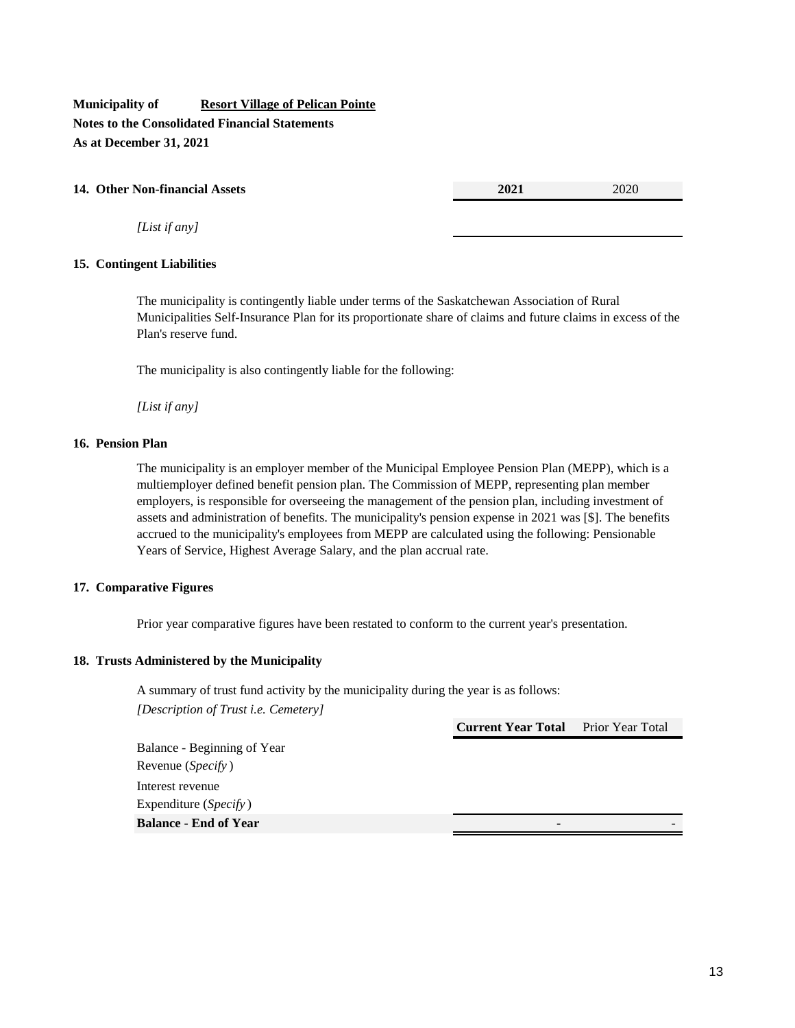**Municipality of** **Resort Village of Pelican Pointe**

**Notes to the Consolidated Financial Statements**

**As at December 31, 2021**

| **14. Other Non-financial Assets** | **2021** | 2020 |
|---|---|---|
| *[List if any]* | | |

**15. Contingent Liabilities**

The municipality is contingently liable under terms of the Saskatchewan Association of Rural Municipalities Self-Insurance Plan for its proportionate share of claims and future claims in excess of the Plan's reserve fund.

The municipality is also contingently liable for the following:

*[List if any]*

**16. Pension Plan**

The municipality is an employer member of the Municipal Employee Pension Plan (MEPP), which is a multiemployer defined benefit pension plan. The Commission of MEPP, representing plan member employers, is responsible for overseeing the management of the pension plan, including investment of assets and administration of benefits. The municipality's pension expense in 2021 was [$]. The benefits accrued to the municipality's employees from MEPP are calculated using the following: Pensionable Years of Service, Highest Average Salary, and the plan accrual rate.

**17. Comparative Figures**

Prior year comparative figures have been restated to conform to the current year's presentation.

**18. Trusts Administered by the Municipality**

A summary of trust fund activity by the municipality during the year is as follows:

*[Description of Trust i.e. Cemetery]*

| | **Current Year Total** | Prior Year Total |
|---|---|---|
| Balance - Beginning of Year | | |
| Revenue (*Specify*) | | |
| Interest revenue | | |
| Expenditure (*Specify*) | | |
| **Balance - End of Year** | - | - |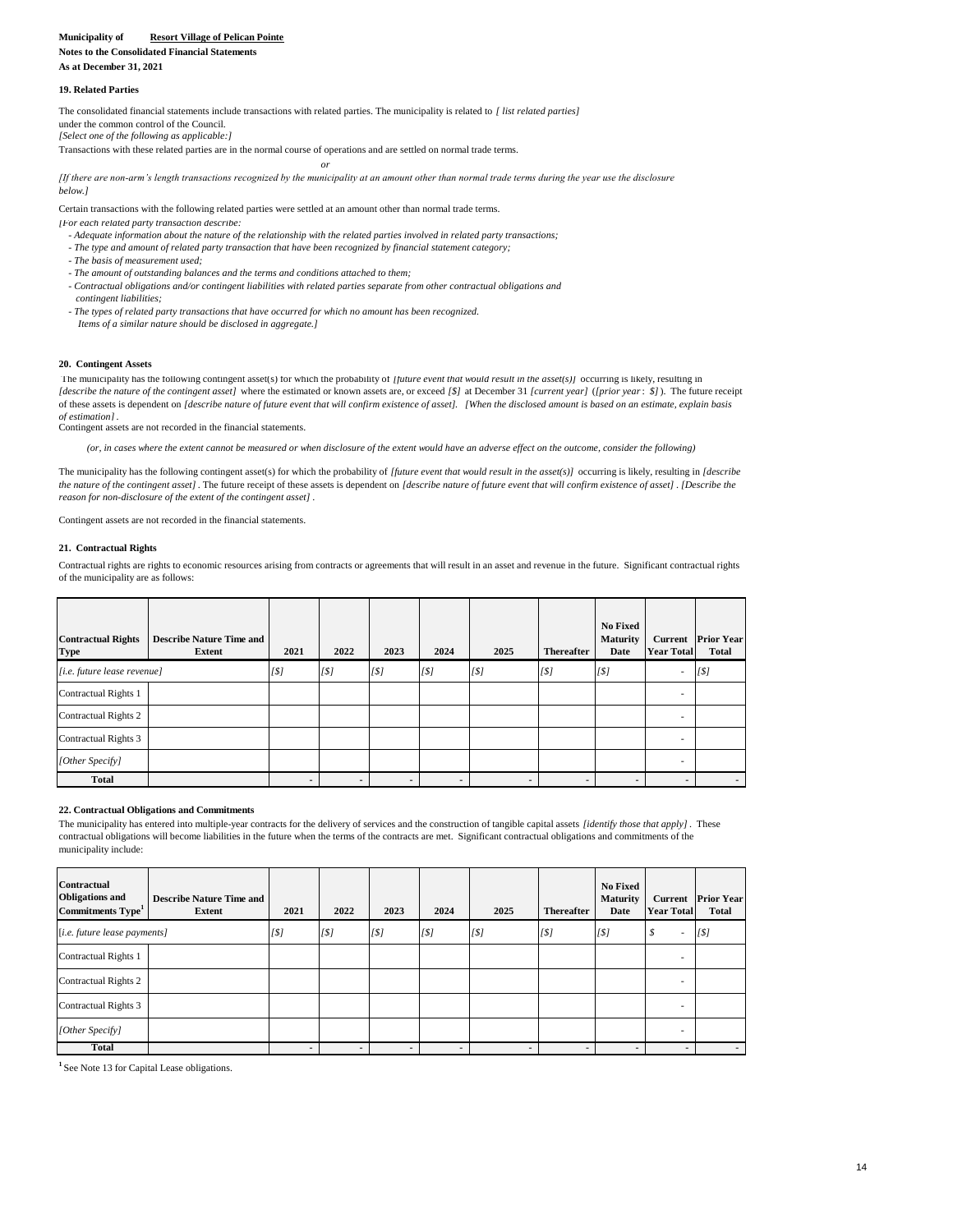**Municipality of** **Resort Village of Pelican Pointe**

**Notes to the Consolidated Financial Statements**

**As at December 31, 2021**

### 19. Related Parties

The consolidated financial statements include transactions with related parties. The municipality is related to *[ list related parties]* under the common control of the Council.

*[Select one of the following as applicable:]*

Transactions with these related parties are in the normal course of operations and are settled on normal trade terms.

*or*

*[If there are non-arm's length transactions recognized by the municipality at an amount other than normal trade terms during the year use the disclosure below.]*

Certain transactions with the following related parties were settled at an amount other than normal trade terms.

*[For each related party transaction describe:*

- *Adequate information about the nature of the relationship with the related parties involved in related party transactions;*
- *The type and amount of related party transaction that have been recognized by financial statement category;*
- *The basis of measurement used;*
- *The amount of outstanding balances and the terms and conditions attached to them;*
- *Contractual obligations and/or contingent liabilities with related parties separate from other contractual obligations and contingent liabilities;*
- *The types of related party transactions that have occurred for which no amount has been recognized. Items of a similar nature should be disclosed in aggregate.]*

### 20. Contingent Assets

The municipality has the following contingent asset(s) for which the probability of *[future event that would result in the asset(s)]* occurring is likely, resulting in *[describe the nature of the contingent asset]* where the estimated or known assets are, or exceed *[$]* at December 31 *[current year]* (*[prior year: $]*). The future receipt of these assets is dependent on *[describe nature of future event that will confirm existence of asset]. [When the disclosed amount is based on an estimate, explain basis of estimation]*.

Contingent assets are not recorded in the financial statements.

*(or, in cases where the extent cannot be measured or when disclosure of the extent would have an adverse effect on the outcome, consider the following)*

The municipality has the following contingent asset(s) for which the probability of *[future event that would result in the asset(s)]* occurring is likely, resulting in *[describe the nature of the contingent asset]*. The future receipt of these assets is dependent on *[describe nature of future event that will confirm existence of asset]*. *[Describe the reason for non-disclosure of the extent of the contingent asset]*.

Contingent assets are not recorded in the financial statements.

### 21. Contractual Rights

Contractual rights are rights to economic resources arising from contracts or agreements that will result in an asset and revenue in the future. Significant contractual rights of the municipality are as follows:

| Contractual Rights Type | Describe Nature Time and Extent | 2021 | 2022 | 2023 | 2024 | 2025 | Thereafter | No Fixed Maturity Date | Current Year Total | Prior Year Total |
|---|---|---|---|---|---|---|---|---|---|---|
| *[i.e. future lease revenue]* | | *[$]* | *[$]* | *[$]* | *[$]* | *[$]* | *[$]* | *[$]* | - | *[$]* |
| Contractual Rights 1 | | | | | | | | | - | |
| Contractual Rights 2 | | | | | | | | | - | |
| Contractual Rights 3 | | | | | | | | | - | |
| *[Other Specify]* | | | | | | | | | - | |
| **Total** | | - | - | - | - | - | - | - | - | - |

### 22. Contractual Obligations and Commitments

The municipality has entered into multiple-year contracts for the delivery of services and the construction of tangible capital assets *[identify those that apply]*. These contractual obligations will become liabilities in the future when the terms of the contracts are met. Significant contractual obligations and commitments of the municipality include:

| Contractual Obligations and Commitments Type[1] | Describe Nature Time and Extent | 2021 | 2022 | 2023 | 2024 | 2025 | Thereafter | No Fixed Maturity Date | Current Year Total | Prior Year Total |
|---|---|---|---|---|---|---|---|---|---|---|
| [i.e. future lease payments] | | *[$]* | *[$]* | *[$]* | *[$]* | *[$]* | *[$]* | *[$]* | $ - | *[$]* |
| Contractual Rights 1 | | | | | | | | | - | |
| Contractual Rights 2 | | | | | | | | | - | |
| Contractual Rights 3 | | | | | | | | | - | |
| *[Other Specify]* | | | | | | | | | - | |
| **Total** | | - | - | - | - | - | - | - | - | - |

[1] See Note 13 for Capital Lease obligations.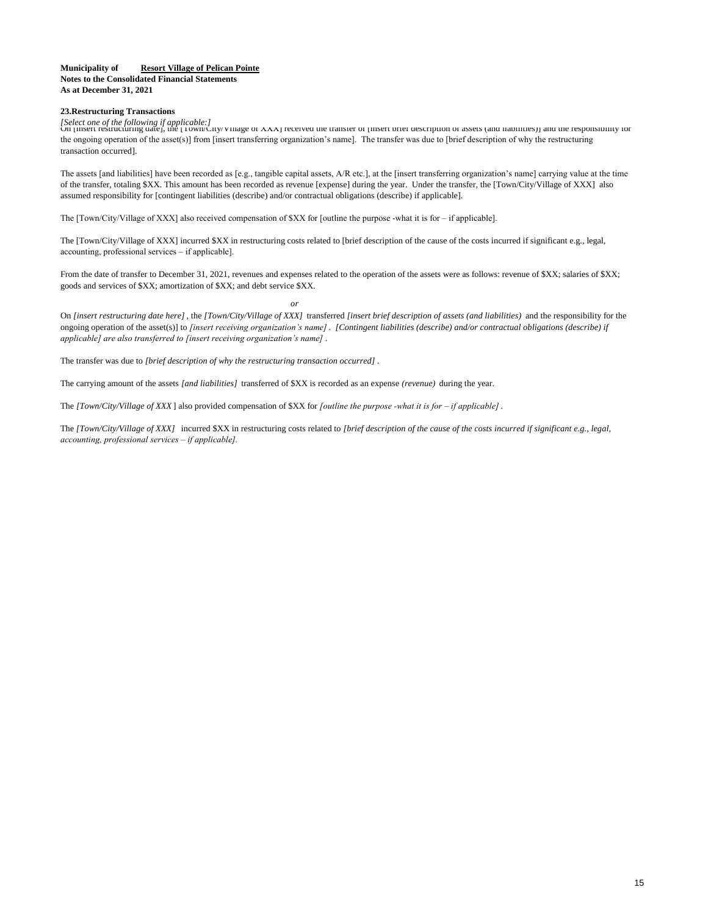**Municipality of** **Resort Village of Pelican Pointe**
**Notes to the Consolidated Financial Statements**
**As at December 31, 2021**

**23.Restructuring Transactions**

*[Select one of the following if applicable:]*

On [insert restructuring date], the [Town/City/Village of XXX] received the transfer of [insert brief description of assets (and liabilities)] and the responsibility for the ongoing operation of the asset(s)] from [insert transferring organization's name]. The transfer was due to [brief description of why the restructuring transaction occurred].

The assets [and liabilities] have been recorded as [e.g., tangible capital assets, A/R etc.], at the [insert transferring organization's name] carrying value at the time of the transfer, totaling $XX. This amount has been recorded as revenue [expense] during the year. Under the transfer, the [Town/City/Village of XXX] also assumed responsibility for [contingent liabilities (describe) and/or contractual obligations (describe) if applicable].

The [Town/City/Village of XXX] also received compensation of $XX for [outline the purpose -what it is for – if applicable].

The [Town/City/Village of XXX] incurred $XX in restructuring costs related to [brief description of the cause of the costs incurred if significant e.g., legal, accounting, professional services – if applicable].

From the date of transfer to December 31, 2021, revenues and expenses related to the operation of the assets were as follows: revenue of $XX; salaries of $XX; goods and services of $XX; amortization of $XX; and debt service $XX.

*or*

On *[insert restructuring date here]* , the *[Town/City/Village of XXX]* transferred *[insert brief description of assets (and liabilities)* and the responsibility for the ongoing operation of the asset(s)] to *[insert receiving organization's name]* . *[Contingent liabilities (describe) and/or contractual obligations (describe) if applicable] are also transferred to [insert receiving organization's name]* .

The transfer was due to *[brief description of why the restructuring transaction occurred]* .

The carrying amount of the assets *[and liabilities]* transferred of $XX is recorded as an expense *(revenue)* during the year.

The *[Town/City/Village of XXX* ] also provided compensation of $XX for *[outline the purpose -what it is for – if applicable]* .

The *[Town/City/Village of XXX]* incurred $XX in restructuring costs related to *[brief description of the cause of the costs incurred if significant e.g., legal, accounting, professional services – if applicable].*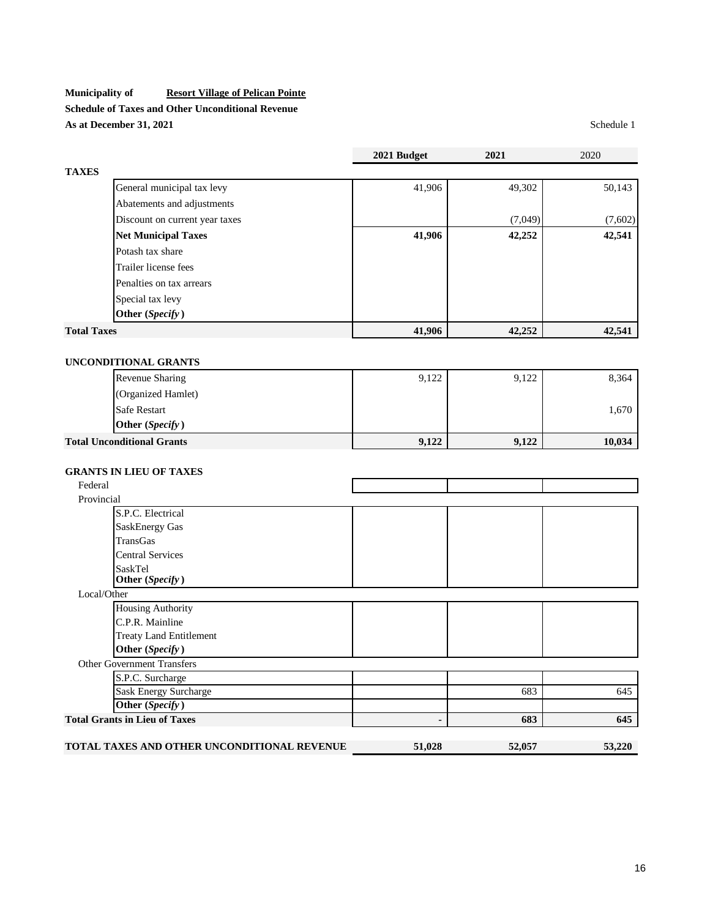**Municipality of** **Resort Village of Pelican Pointe**

**Schedule of Taxes and Other Unconditional Revenue**

**As at December 31, 2021**

Schedule 1

| | **2021 Budget** | **2021** | 2020 |
|---|---|---|---|
| **TAXES** | | | |
| General municipal tax levy | 41,906 | 49,302 | 50,143 |
| Abatements and adjustments | | | |
| Discount on current year taxes | | (7,049) | (7,602) |
| **Net Municipal Taxes** | **41,906** | **42,252** | **42,541** |
| Potash tax share | | | |
| Trailer license fees | | | |
| Penalties on tax arrears | | | |
| Special tax levy | | | |
| **Other (*Specify*)** | | | |
| **Total Taxes** | **41,906** | **42,252** | **42,541** |
| | | | |
| **UNCONDITIONAL GRANTS** | | | |
| Revenue Sharing | 9,122 | 9,122 | 8,364 |
| (Organized Hamlet) | | | |
| Safe Restart | | | 1,670 |
| **Other (*Specify*)** | | | |
| **Total Unconditional Grants** | **9,122** | **9,122** | **10,034** |
| | | | |
| **GRANTS IN LIEU OF TAXES** | | | |
| Federal | | | |
| Provincial | | | |
| S.P.C. Electrical | | | |
| SaskEnergy Gas | | | |
| TransGas | | | |
| Central Services | | | |
| SaskTel | | | |
| **Other (*Specify*)** | | | |
| Local/Other | | | |
| Housing Authority | | | |
| C.P.R. Mainline | | | |
| Treaty Land Entitlement | | | |
| **Other (*Specify*)** | | | |
| Other Government Transfers | | | |
| S.P.C. Surcharge | | | |
| Sask Energy Surcharge | | 683 | 645 |
| **Other (*Specify*)** | | | |
| **Total Grants in Lieu of Taxes** | **-** | **683** | **645** |
| | | | |
| **TOTAL TAXES AND OTHER UNCONDITIONAL REVENUE** | **51,028** | **52,057** | **53,220** |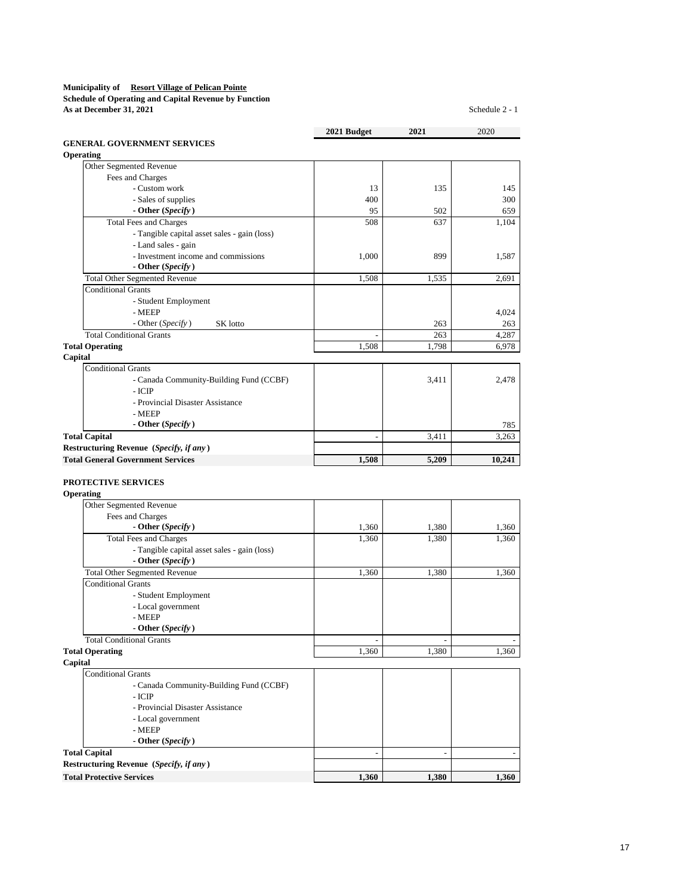**Municipality of Resort Village of Pelican Pointe**
**Schedule of Operating and Capital Revenue by Function**
**As at December 31, 2021**

Schedule 2 - 1

| | 2021 Budget | 2021 | 2020 |
|---|---|---|---|
| **GENERAL GOVERNMENT SERVICES** | | | |
| **Operating** | | | |
| Other Segmented Revenue | | | |
| Fees and Charges | | | |
| - Custom work | 13 | 135 | 145 |
| - Sales of supplies | 400 | | 300 |
| **- Other (*Specify*)** | 95 | 502 | 659 |
| Total Fees and Charges | 508 | 637 | 1,104 |
| - Tangible capital asset sales - gain (loss) | | | |
| - Land sales - gain | | | |
| - Investment income and commissions | 1,000 | 899 | 1,587 |
| **- Other (*Specify*)** | | | |
| Total Other Segmented Revenue | 1,508 | 1,535 | 2,691 |
| Conditional Grants | | | |
| - Student Employment | | | |
| - MEEP | | | 4,024 |
| - Other (*Specify*) SK lotto | | 263 | 263 |
| Total Conditional Grants | - | 263 | 4,287 |
| **Total Operating** | 1,508 | 1,798 | 6,978 |
| **Capital** | | | |
| Conditional Grants | | | |
| - Canada Community-Building Fund (CCBF) | | 3,411 | 2,478 |
| - ICIP | | | |
| - Provincial Disaster Assistance | | | |
| - MEEP | | | |
| **- Other (*Specify*)** | | | 785 |
| **Total Capital** | - | 3,411 | 3,263 |
| **Restructuring Revenue (*Specify, if any*)** | | | |
| **Total General Government Services** | **1,508** | **5,209** | **10,241** |

| | 2021 Budget | 2021 | 2020 |
|---|---|---|---|
| **PROTECTIVE SERVICES** | | | |
| **Operating** | | | |
| Other Segmented Revenue | | | |
| Fees and Charges | | | |
| **- Other (*Specify*)** | 1,360 | 1,380 | 1,360 |
| Total Fees and Charges | 1,360 | 1,380 | 1,360 |
| - Tangible capital asset sales - gain (loss) | | | |
| **- Other (*Specify*)** | | | |
| Total Other Segmented Revenue | 1,360 | 1,380 | 1,360 |
| Conditional Grants | | | |
| - Student Employment | | | |
| - Local government | | | |
| - MEEP | | | |
| **- Other (*Specify*)** | | | |
| Total Conditional Grants | - | - | - |
| **Total Operating** | 1,360 | 1,380 | 1,360 |
| **Capital** | | | |
| Conditional Grants | | | |
| - Canada Community-Building Fund (CCBF) | | | |
| - ICIP | | | |
| - Provincial Disaster Assistance | | | |
| - Local government | | | |
| - MEEP | | | |
| **- Other (*Specify*)** | | | |
| **Total Capital** | - | - | - |
| **Restructuring Revenue (*Specify, if any*)** | | | |
| **Total Protective Services** | **1,360** | **1,380** | **1,360** |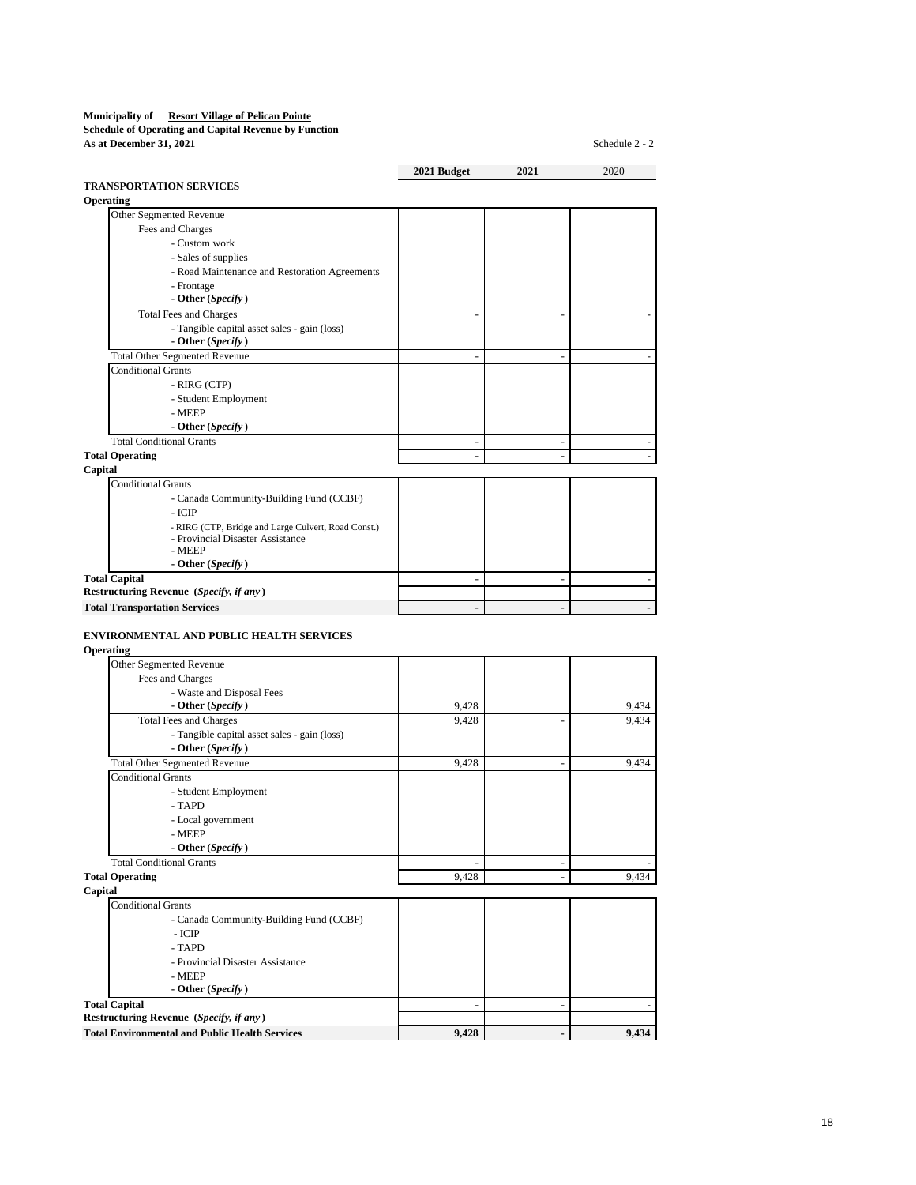**Municipality of Resort Village of Pelican Pointe**
**Schedule of Operating and Capital Revenue by Function**
**As at December 31, 2021**

Schedule 2 - 2

| | 2021 Budget | 2021 | 2020 |
|---|---|---|---|
| **TRANSPORTATION SERVICES** | | | |
| **Operating** | | | |
| Other Segmented Revenue | | | |
| Fees and Charges | | | |
| - Custom work | | | |
| - Sales of supplies | | | |
| - Road Maintenance and Restoration Agreements | | | |
| - Frontage | | | |
| **- Other (*Specify*)** | | | |
| Total Fees and Charges | - | - | - |
| - Tangible capital asset sales - gain (loss) | | | |
| **- Other (*Specify*)** | | | |
| Total Other Segmented Revenue | - | - | - |
| Conditional Grants | | | |
| - RIRG (CTP) | | | |
| - Student Employment | | | |
| - MEEP | | | |
| **- Other (*Specify*)** | | | |
| Total Conditional Grants | - | - | - |
| **Total Operating** | - | - | - |
| **Capital** | | | |
| Conditional Grants | | | |
| - Canada Community-Building Fund (CCBF) | | | |
| - ICIP | | | |
| - RIRG (CTP, Bridge and Large Culvert, Road Const.) | | | |
| - Provincial Disaster Assistance | | | |
| - MEEP | | | |
| **- Other (*Specify*)** | | | |
| **Total Capital** | - | - | - |
| **Restructuring Revenue (*Specify, if any*)** | | | |
| **Total Transportation Services** | **-** | **-** | **-** |

| | 2021 Budget | 2021 | 2020 |
|---|---|---|---|
| **ENVIRONMENTAL AND PUBLIC HEALTH SERVICES** | | | |
| **Operating** | | | |
| Other Segmented Revenue | | | |
| Fees and Charges | | | |
| - Waste and Disposal Fees | | | |
| **- Other (*Specify*)** | 9,428 | | 9,434 |
| Total Fees and Charges | 9,428 | - | 9,434 |
| - Tangible capital asset sales - gain (loss) | | | |
| **- Other (*Specify*)** | | | |
| Total Other Segmented Revenue | 9,428 | - | 9,434 |
| Conditional Grants | | | |
| - Student Employment | | | |
| - TAPD | | | |
| - Local government | | | |
| - MEEP | | | |
| **- Other (*Specify*)** | | | |
| Total Conditional Grants | - | - | - |
| **Total Operating** | 9,428 | - | 9,434 |
| **Capital** | | | |
| Conditional Grants | | | |
| - Canada Community-Building Fund (CCBF) | | | |
| - ICIP | | | |
| - TAPD | | | |
| - Provincial Disaster Assistance | | | |
| - MEEP | | | |
| **- Other (*Specify*)** | | | |
| **Total Capital** | - | - | - |
| **Restructuring Revenue (*Specify, if any*)** | | | |
| **Total Environmental and Public Health Services** | **9,428** | **-** | **9,434** |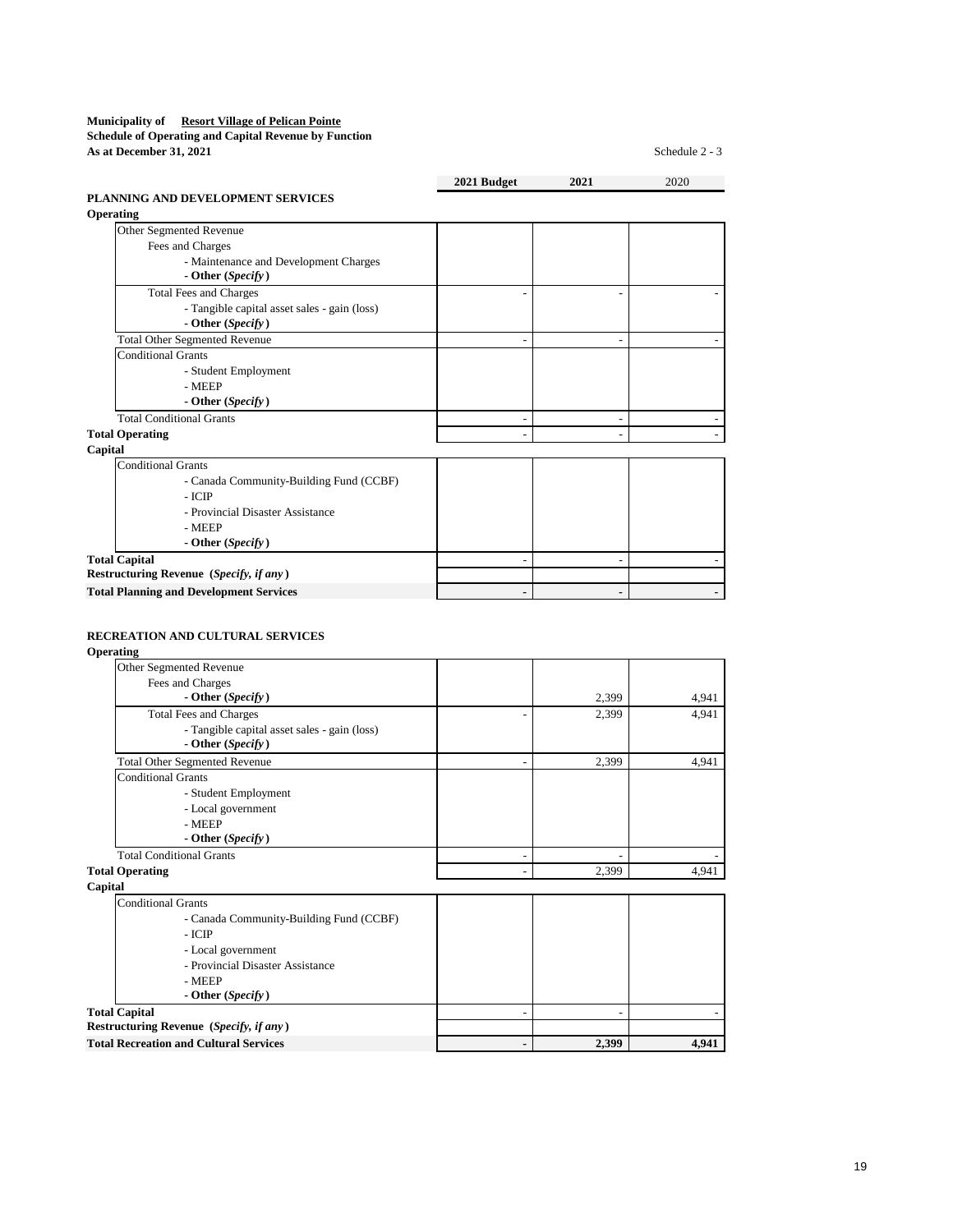**Municipality of Resort Village of Pelican Pointe**
**Schedule of Operating and Capital Revenue by Function**
**As at December 31, 2021**

Schedule 2 - 3

| | 2021 Budget | 2021 | 2020 |
|---|---|---|---|
| **PLANNING AND DEVELOPMENT SERVICES** | | | |
| **Operating** | | | |
| Other Segmented Revenue | | | |
| Fees and Charges | | | |
| - Maintenance and Development Charges | | | |
| **- Other (*Specify*)** | | | |
| Total Fees and Charges | - | - | - |
| - Tangible capital asset sales - gain (loss) | | | |
| **- Other (*Specify*)** | | | |
| Total Other Segmented Revenue | - | - | - |
| Conditional Grants | | | |
| - Student Employment | | | |
| - MEEP | | | |
| **- Other (*Specify*)** | | | |
| Total Conditional Grants | - | - | - |
| **Total Operating** | - | - | - |
| **Capital** | | | |
| Conditional Grants | | | |
| - Canada Community-Building Fund (CCBF) | | | |
| - ICIP | | | |
| - Provincial Disaster Assistance | | | |
| - MEEP | | | |
| **- Other (*Specify*)** | | | |
| **Total Capital** | - | - | - |
| **Restructuring Revenue (*Specify, if any*)** | | | |
| **Total Planning and Development Services** | **-** | **-** | **-** |

| | 2021 Budget | 2021 | 2020 |
|---|---|---|---|
| **RECREATION AND CULTURAL SERVICES** | | | |
| **Operating** | | | |
| Other Segmented Revenue | | | |
| Fees and Charges | | | |
| **- Other (*Specify*)** | | 2,399 | 4,941 |
| Total Fees and Charges | - | 2,399 | 4,941 |
| - Tangible capital asset sales - gain (loss) | | | |
| **- Other (*Specify*)** | | | |
| Total Other Segmented Revenue | - | 2,399 | 4,941 |
| Conditional Grants | | | |
| - Student Employment | | | |
| - Local government | | | |
| - MEEP | | | |
| **- Other (*Specify*)** | | | |
| Total Conditional Grants | - | - | - |
| **Total Operating** | - | 2,399 | 4,941 |
| **Capital** | | | |
| Conditional Grants | | | |
| - Canada Community-Building Fund (CCBF) | | | |
| - ICIP | | | |
| - Local government | | | |
| - Provincial Disaster Assistance | | | |
| - MEEP | | | |
| **- Other (*Specify*)** | | | |
| **Total Capital** | - | - | - |
| **Restructuring Revenue (*Specify, if any*)** | | | |
| **Total Recreation and Cultural Services** | **-** | **2,399** | **4,941** |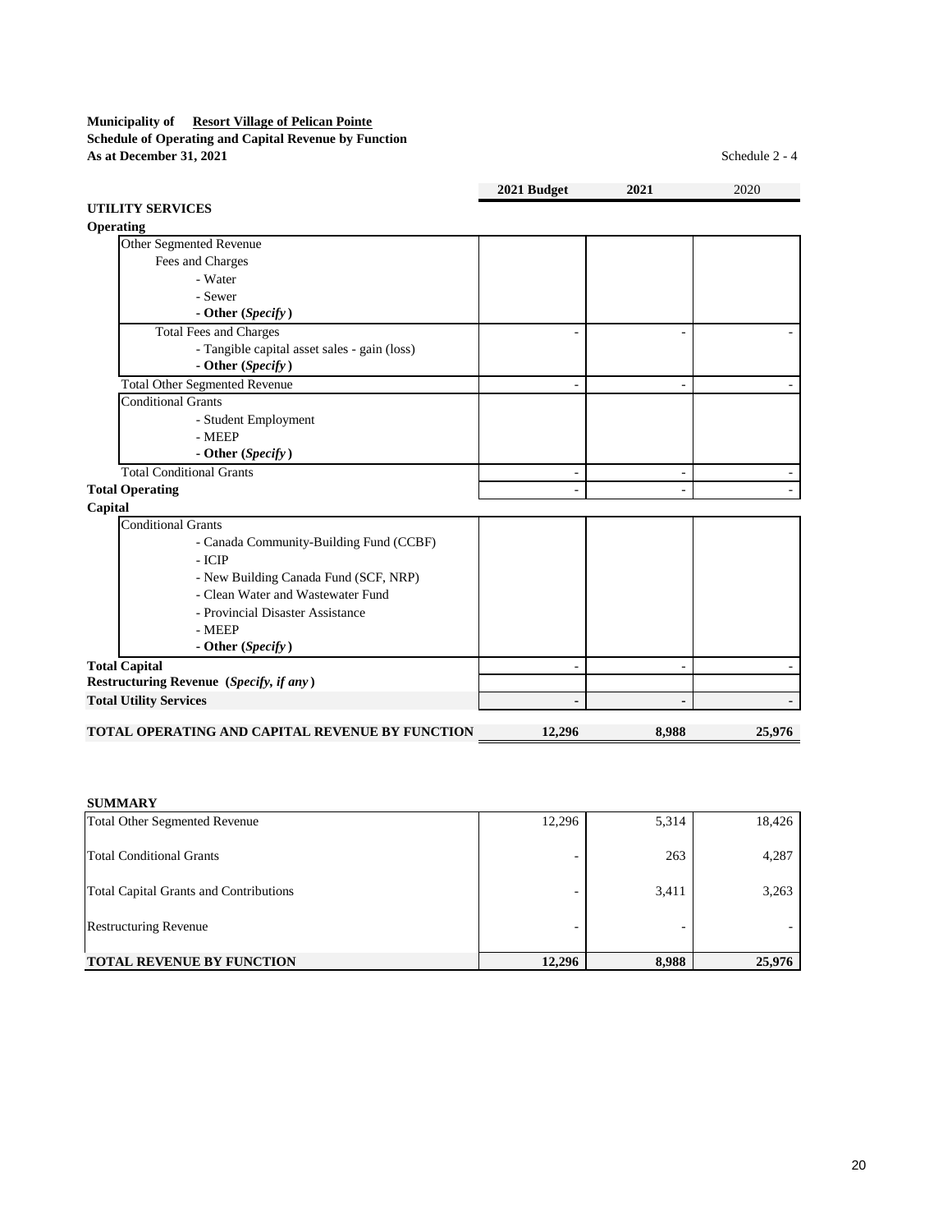**Municipality of Resort Village of Pelican Pointe**
**Schedule of Operating and Capital Revenue by Function**
**As at December 31, 2021**

Schedule 2 - 4

| | 2021 Budget | 2021 | 2020 |
|---|---|---|---|
| **UTILITY SERVICES** | | | |
| **Operating** | | | |
| Other Segmented Revenue | | | |
| Fees and Charges | | | |
| - Water | | | |
| - Sewer | | | |
| **- Other (*Specify*)** | | | |
| Total Fees and Charges | - | - | - |
| - Tangible capital asset sales - gain (loss) | | | |
| **- Other (*Specify*)** | | | |
| Total Other Segmented Revenue | - | - | - |
| Conditional Grants | | | |
| - Student Employment | | | |
| - MEEP | | | |
| **- Other (*Specify*)** | | | |
| Total Conditional Grants | - | - | - |
| **Total Operating** | - | - | - |
| **Capital** | | | |
| Conditional Grants | | | |
| - Canada Community-Building Fund (CCBF) | | | |
| - ICIP | | | |
| - New Building Canada Fund (SCF, NRP) | | | |
| - Clean Water and Wastewater Fund | | | |
| - Provincial Disaster Assistance | | | |
| - MEEP | | | |
| **- Other (*Specify*)** | | | |
| **Total Capital** | - | - | - |
| **Restructuring Revenue (*Specify, if any*)** | | | |
| **Total Utility Services** | **-** | **-** | **-** |
| **TOTAL OPERATING AND CAPITAL REVENUE BY FUNCTION** | **12,296** | **8,988** | **25,976** |

**SUMMARY**

| | 2021 Budget | 2021 | 2020 |
|---|---|---|---|
| Total Other Segmented Revenue | 12,296 | 5,314 | 18,426 |
| Total Conditional Grants | - | 263 | 4,287 |
| Total Capital Grants and Contributions | - | 3,411 | 3,263 |
| Restructuring Revenue | - | - | - |
| **TOTAL REVENUE BY FUNCTION** | **12,296** | **8,988** | **25,976** |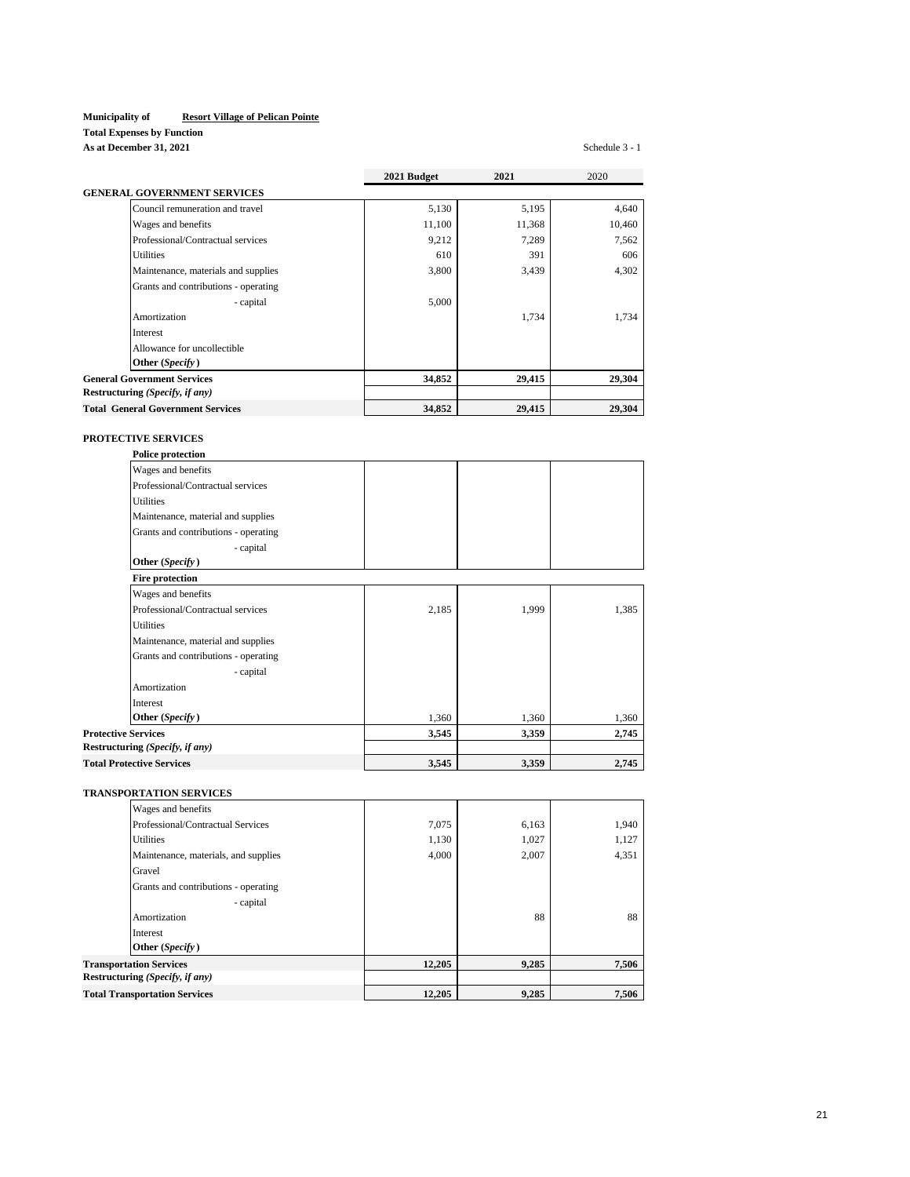**Municipality of** **Resort Village of Pelican Pointe**

**Total Expenses by Function**

**As at December 31, 2021**

Schedule 3 - 1

| | 2021 Budget | 2021 | 2020 |
|---|---|---|---|
| **GENERAL GOVERNMENT SERVICES** | | | |
| Council remuneration and travel | 5,130 | 5,195 | 4,640 |
| Wages and benefits | 11,100 | 11,368 | 10,460 |
| Professional/Contractual services | 9,212 | 7,289 | 7,562 |
| Utilities | 610 | 391 | 606 |
| Maintenance, materials and supplies | 3,800 | 3,439 | 4,302 |
| Grants and contributions - operating | | | |
| - capital | 5,000 | | |
| Amortization | | 1,734 | 1,734 |
| Interest | | | |
| Allowance for uncollectible | | | |
| **Other (*Specify*)** | | | |
| **General Government Services** | **34,852** | **29,415** | **29,304** |
| ***Restructuring (Specify, if any)*** | | | |
| **Total General Government Services** | **34,852** | **29,415** | **29,304** |

| | 2021 Budget | 2021 | 2020 |
|---|---|---|---|
| **PROTECTIVE SERVICES** | | | |
| **Police protection** | | | |
| Wages and benefits | | | |
| Professional/Contractual services | | | |
| Utilities | | | |
| Maintenance, material and supplies | | | |
| Grants and contributions - operating | | | |
| - capital | | | |
| **Other (*Specify*)** | | | |
| **Fire protection** | | | |
| Wages and benefits | | | |
| Professional/Contractual services | 2,185 | 1,999 | 1,385 |
| Utilities | | | |
| Maintenance, material and supplies | | | |
| Grants and contributions - operating | | | |
| - capital | | | |
| Amortization | | | |
| Interest | | | |
| **Other (*Specify*)** | 1,360 | 1,360 | 1,360 |
| **Protective Services** | **3,545** | **3,359** | **2,745** |
| ***Restructuring (Specify, if any)*** | | | |
| **Total Protective Services** | **3,545** | **3,359** | **2,745** |

| | 2021 Budget | 2021 | 2020 |
|---|---|---|---|
| **TRANSPORTATION SERVICES** | | | |
| Wages and benefits | | | |
| Professional/Contractual Services | 7,075 | 6,163 | 1,940 |
| Utilities | 1,130 | 1,027 | 1,127 |
| Maintenance, materials, and supplies | 4,000 | 2,007 | 4,351 |
| Gravel | | | |
| Grants and contributions - operating | | | |
| - capital | | | |
| Amortization | | 88 | 88 |
| Interest | | | |
| **Other (*Specify*)** | | | |
| **Transportation Services** | **12,205** | **9,285** | **7,506** |
| ***Restructuring (Specify, if any)*** | | | |
| **Total Transportation Services** | **12,205** | **9,285** | **7,506** |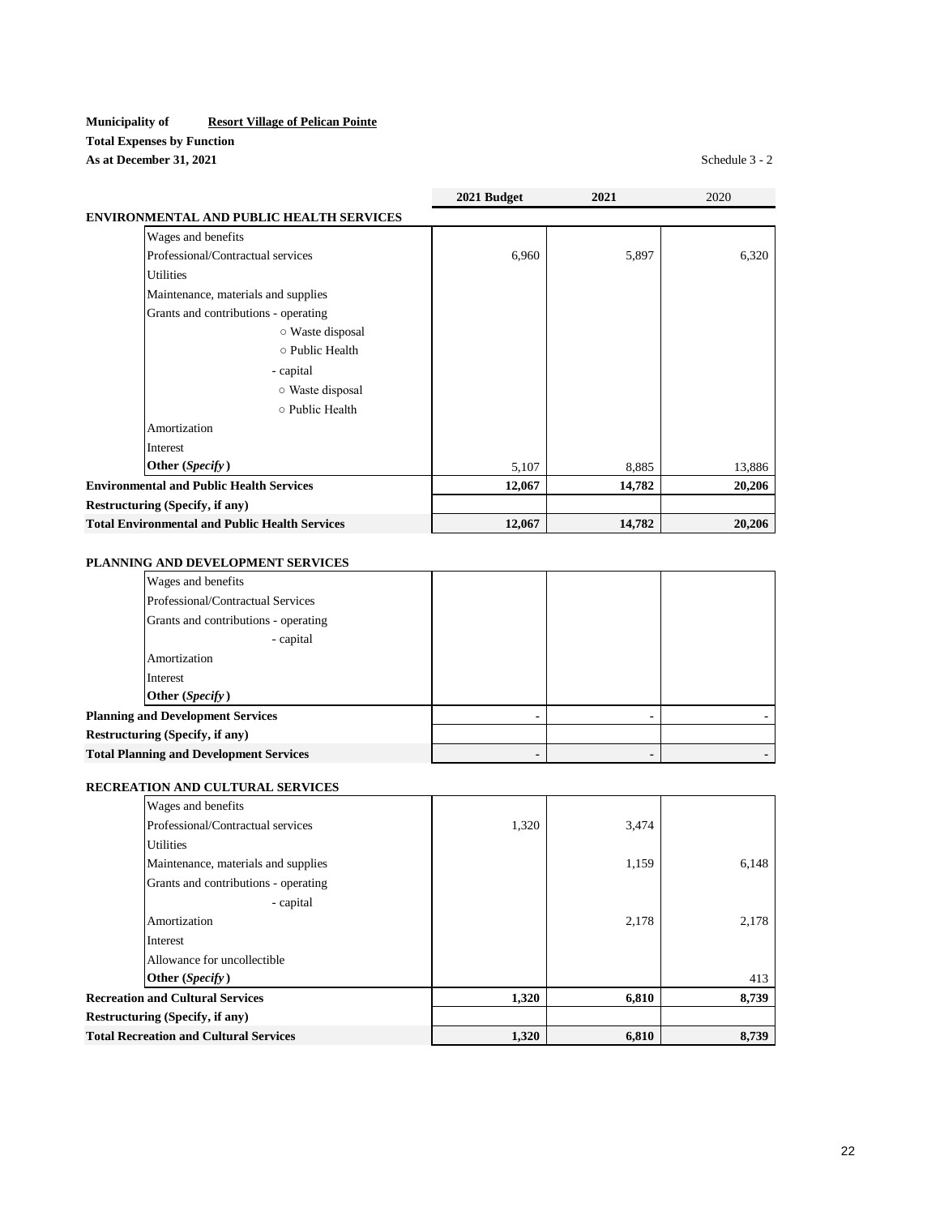**Municipality of** **Resort Village of Pelican Pointe**

**Total Expenses by Function**

**As at December 31, 2021**

Schedule 3 - 2

| | 2021 Budget | 2021 | 2020 |
|---|---|---|---|
| **ENVIRONMENTAL AND PUBLIC HEALTH SERVICES** | | | |
| Wages and benefits | | | |
| Professional/Contractual services | 6,960 | 5,897 | 6,320 |
| Utilities | | | |
| Maintenance, materials and supplies | | | |
| Grants and contributions - operating | | | |
| ○ Waste disposal | | | |
| ○ Public Health | | | |
| - capital | | | |
| ○ Waste disposal | | | |
| ○ Public Health | | | |
| Amortization | | | |
| Interest | | | |
| **Other (*Specify*)** | 5,107 | 8,885 | 13,886 |
| **Environmental and Public Health Services** | **12,067** | **14,782** | **20,206** |
| **Restructuring (Specify, if any)** | | | |
| **Total Environmental and Public Health Services** | **12,067** | **14,782** | **20,206** |
| | | | |
| **PLANNING AND DEVELOPMENT SERVICES** | | | |
| Wages and benefits | | | |
| Professional/Contractual Services | | | |
| Grants and contributions - operating | | | |
| - capital | | | |
| Amortization | | | |
| Interest | | | |
| **Other (*Specify*)** | | | |
| **Planning and Development Services** | - | - | - |
| **Restructuring (Specify, if any)** | | | |
| **Total Planning and Development Services** | - | - | - |
| | | | |
| **RECREATION AND CULTURAL SERVICES** | | | |
| Wages and benefits | | | |
| Professional/Contractual services | 1,320 | 3,474 | |
| Utilities | | | |
| Maintenance, materials and supplies | | 1,159 | 6,148 |
| Grants and contributions - operating | | | |
| - capital | | | |
| Amortization | | 2,178 | 2,178 |
| Interest | | | |
| Allowance for uncollectible | | | |
| **Other (*Specify*)** | | | 413 |
| **Recreation and Cultural Services** | **1,320** | **6,810** | **8,739** |
| **Restructuring (Specify, if any)** | | | |
| **Total Recreation and Cultural Services** | **1,320** | **6,810** | **8,739** |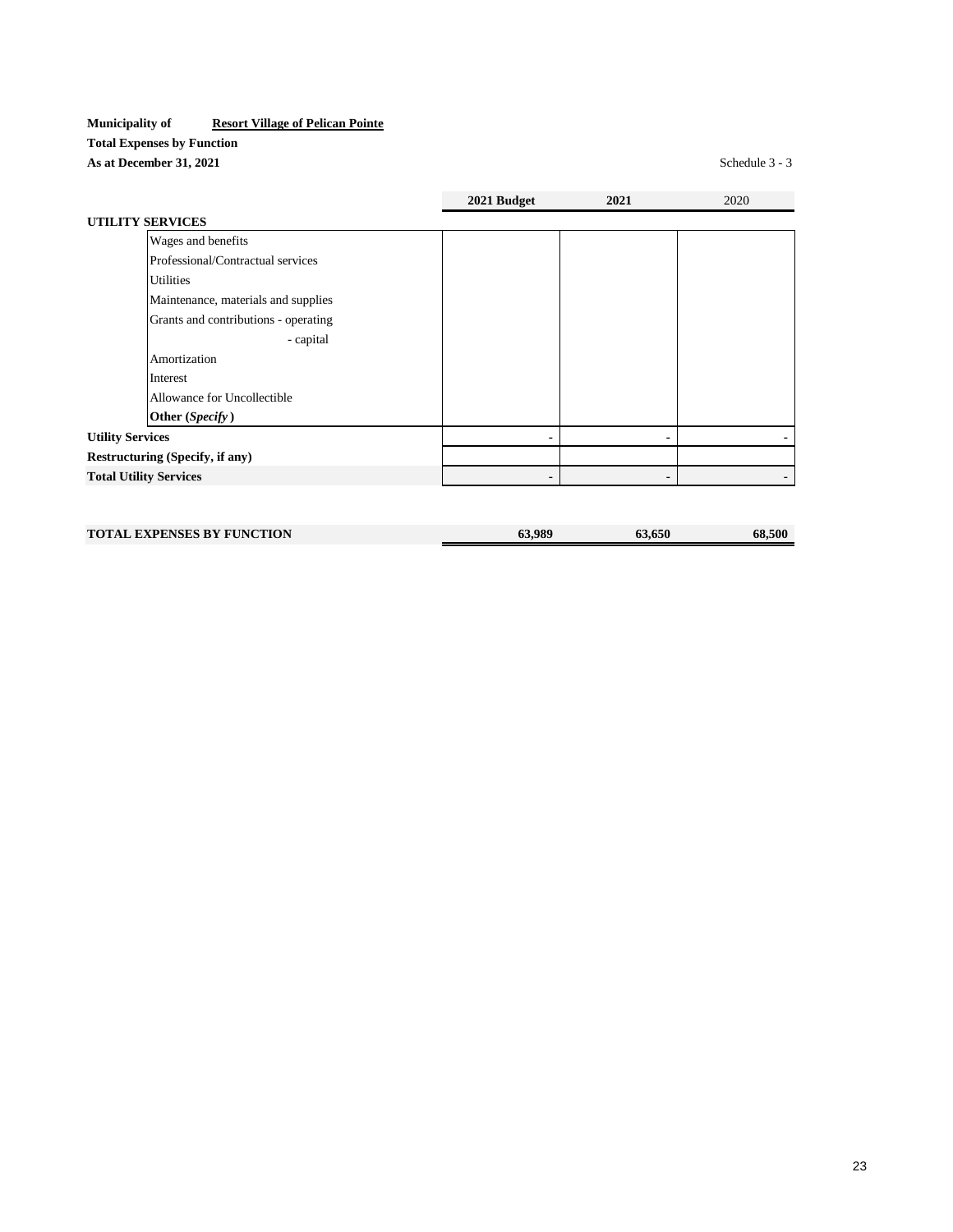**Municipality of** **Resort Village of Pelican Pointe**

**Total Expenses by Function**

**As at December 31, 2021**

Schedule 3 - 3

| | 2021 Budget | 2021 | 2020 |
|---|---|---|---|
| **UTILITY SERVICES** | | | |
| Wages and benefits | | | |
| Professional/Contractual services | | | |
| Utilities | | | |
| Maintenance, materials and supplies | | | |
| Grants and contributions - operating | | | |
| - capital | | | |
| Amortization | | | |
| Interest | | | |
| Allowance for Uncollectible | | | |
| **Other (*Specify*)** | | | |
| **Utility Services** | - | - | - |
| **Restructuring (Specify, if any)** | | | |
| **Total Utility Services** | - | - | - |
| | | | |
| **TOTAL EXPENSES BY FUNCTION** | **63,989** | **63,650** | **68,500** |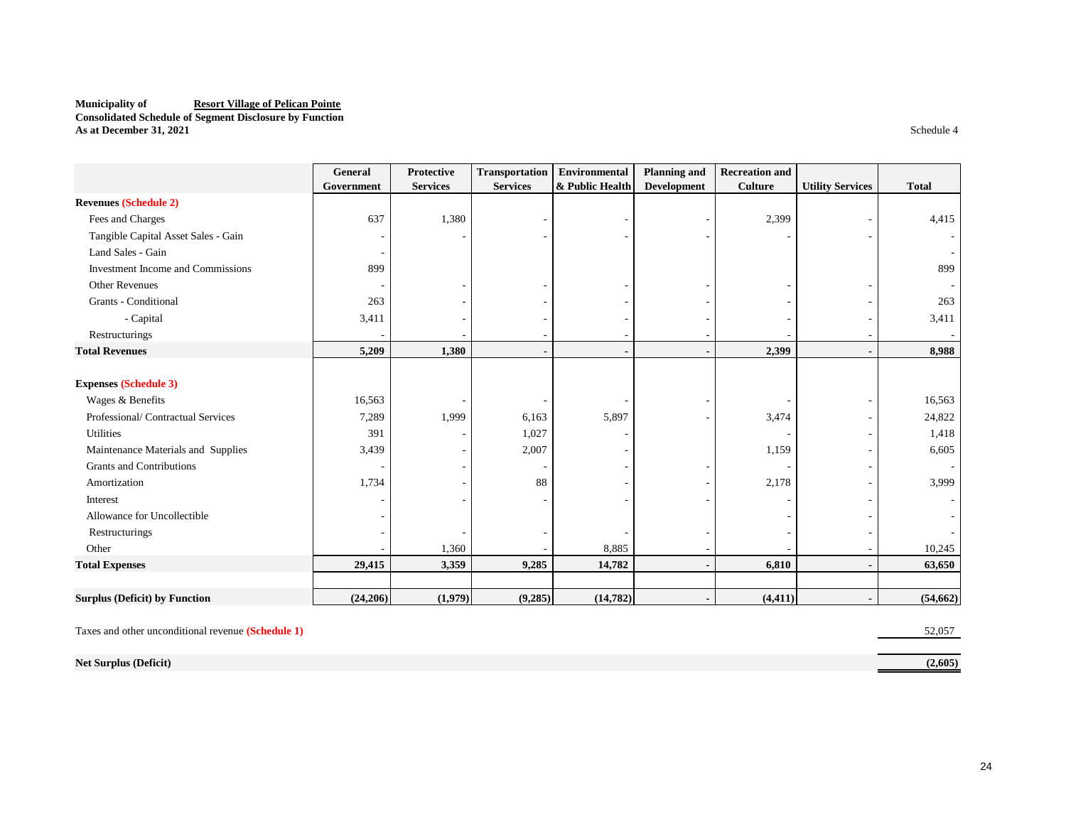**Municipality of** **Resort Village of Pelican Pointe**
**Consolidated Schedule of Segment Disclosure by Function**
**As at December 31, 2021**

Schedule 4

| | General Government | Protective Services | Transportation Services | Environmental & Public Health | Planning and Development | Recreation and Culture | Utility Services | Total |
|---|---|---|---|---|---|---|---|---|
| **Revenues (Schedule 2)** | | | | | | | | |
| Fees and Charges | 637 | 1,380 | - | - | - | 2,399 | - | 4,415 |
| Tangible Capital Asset Sales - Gain | - | - | - | - | - | - | - | - |
| Land Sales - Gain | - | | | | | | | - |
| Investment Income and Commissions | 899 | | | | | | | 899 |
| Other Revenues | - | - | - | - | - | - | - | - |
| Grants - Conditional | 263 | - | - | - | - | - | - | 263 |
| - Capital | 3,411 | - | - | - | - | - | - | 3,411 |
| Restructurings | - | - | - | - | - | - | - | - |
| **Total Revenues** | **5,209** | **1,380** | **-** | **-** | **-** | **2,399** | **-** | **8,988** |
| | | | | | | | | |
| **Expenses (Schedule 3)** | | | | | | | | |
| Wages & Benefits | 16,563 | - | - | - | - | - | - | 16,563 |
| Professional/ Contractual Services | 7,289 | 1,999 | 6,163 | 5,897 | - | 3,474 | - | 24,822 |
| Utilities | 391 | - | 1,027 | - | | - | - | 1,418 |
| Maintenance Materials and Supplies | 3,439 | - | 2,007 | - | | 1,159 | - | 6,605 |
| Grants and Contributions | - | - | - | - | - | - | - | - |
| Amortization | 1,734 | - | 88 | - | - | 2,178 | - | 3,999 |
| Interest | - | - | - | - | - | - | - | - |
| Allowance for Uncollectible | - | | | | | - | - | - |
| Restructurings | - | - | - | - | - | - | - | - |
| Other | - | 1,360 | - | 8,885 | - | - | - | 10,245 |
| **Total Expenses** | **29,415** | **3,359** | **9,285** | **14,782** | **-** | **6,810** | **-** | **63,650** |
| | | | | | | | | |
| **Surplus (Deficit) by Function** | **(24,206)** | **(1,979)** | **(9,285)** | **(14,782)** | **-** | **(4,411)** | **-** | **(54,662)** |

| | |
|---|---|
| Taxes and other unconditional revenue **(Schedule 1)** | 52,057 |
| **Net Surplus (Deficit)** | **(2,605)** |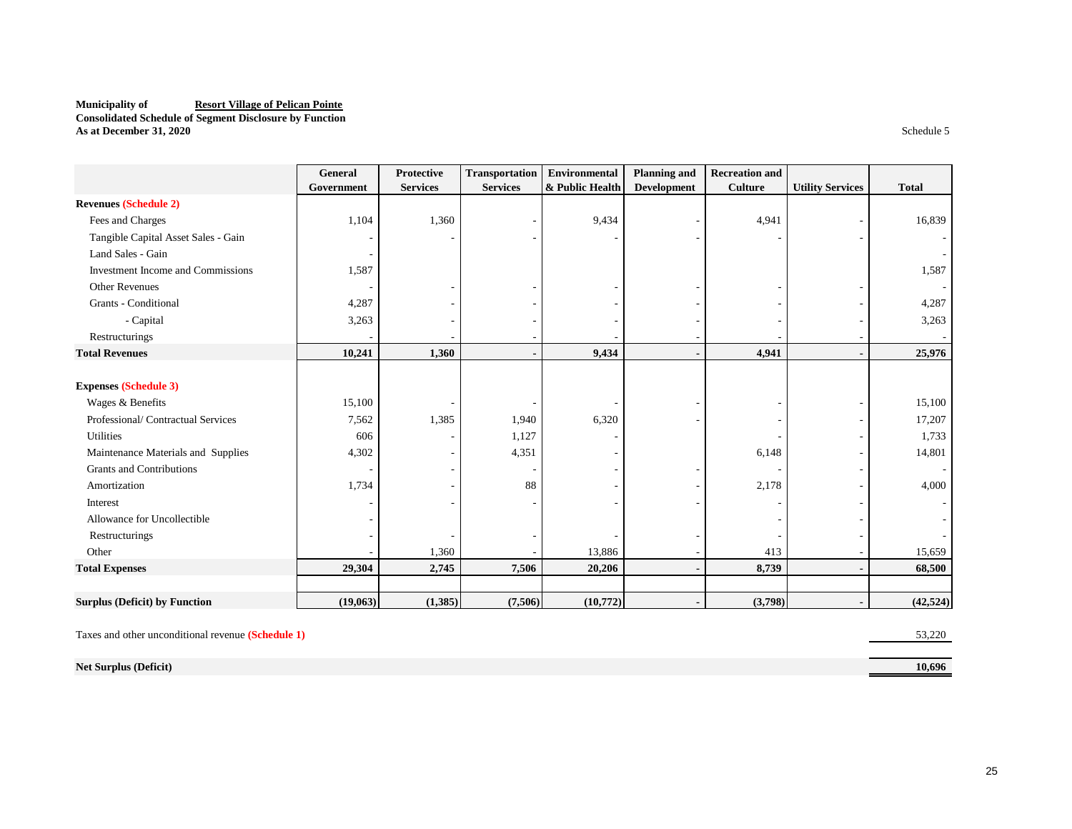**Municipality of** **Resort Village of Pelican Pointe**
**Consolidated Schedule of Segment Disclosure by Function**
**As at December 31, 2020**

Schedule 5

| | General Government | Protective Services | Transportation Services | Environmental & Public Health | Planning and Development | Recreation and Culture | Utility Services | Total |
|---|---|---|---|---|---|---|---|---|
| **Revenues (Schedule 2)** | | | | | | | | |
| Fees and Charges | 1,104 | 1,360 | - | 9,434 | - | 4,941 | - | 16,839 |
| Tangible Capital Asset Sales - Gain | - | - | - | - | - | - | - | - |
| Land Sales - Gain | - | | | | | | | - |
| Investment Income and Commissions | 1,587 | | | | | | | 1,587 |
| Other Revenues | - | - | - | - | - | - | - | - |
| Grants - Conditional | 4,287 | - | - | - | - | - | - | 4,287 |
| - Capital | 3,263 | - | - | - | - | - | - | 3,263 |
| Restructurings | - | - | - | - | - | - | - | - |
| **Total Revenues** | **10,241** | **1,360** | **-** | **9,434** | **-** | **4,941** | **-** | **25,976** |
| | | | | | | | | |
| **Expenses (Schedule 3)** | | | | | | | | |
| Wages & Benefits | 15,100 | - | - | - | - | - | - | 15,100 |
| Professional/ Contractual Services | 7,562 | 1,385 | 1,940 | 6,320 | - | - | - | 17,207 |
| Utilities | 606 | - | 1,127 | - | | - | - | 1,733 |
| Maintenance Materials and Supplies | 4,302 | - | 4,351 | - | | 6,148 | - | 14,801 |
| Grants and Contributions | - | - | - | - | - | - | - | - |
| Amortization | 1,734 | - | 88 | - | - | 2,178 | - | 4,000 |
| Interest | - | - | - | - | - | - | - | - |
| Allowance for Uncollectible | - | | | | | - | - | - |
| Restructurings | - | - | - | - | - | - | - | - |
| Other | - | 1,360 | - | 13,886 | - | 413 | - | 15,659 |
| **Total Expenses** | **29,304** | **2,745** | **7,506** | **20,206** | **-** | **8,739** | **-** | **68,500** |
| | | | | | | | | |
| **Surplus (Deficit) by Function** | **(19,063)** | **(1,385)** | **(7,506)** | **(10,772)** | **-** | **(3,798)** | **-** | **(42,524)** |
| | | | | | | | | |
| Taxes and other unconditional revenue **(Schedule 1)** | | | | | | | | 53,220 |
| | | | | | | | | |
| **Net Surplus (Deficit)** | | | | | | | | **10,696** |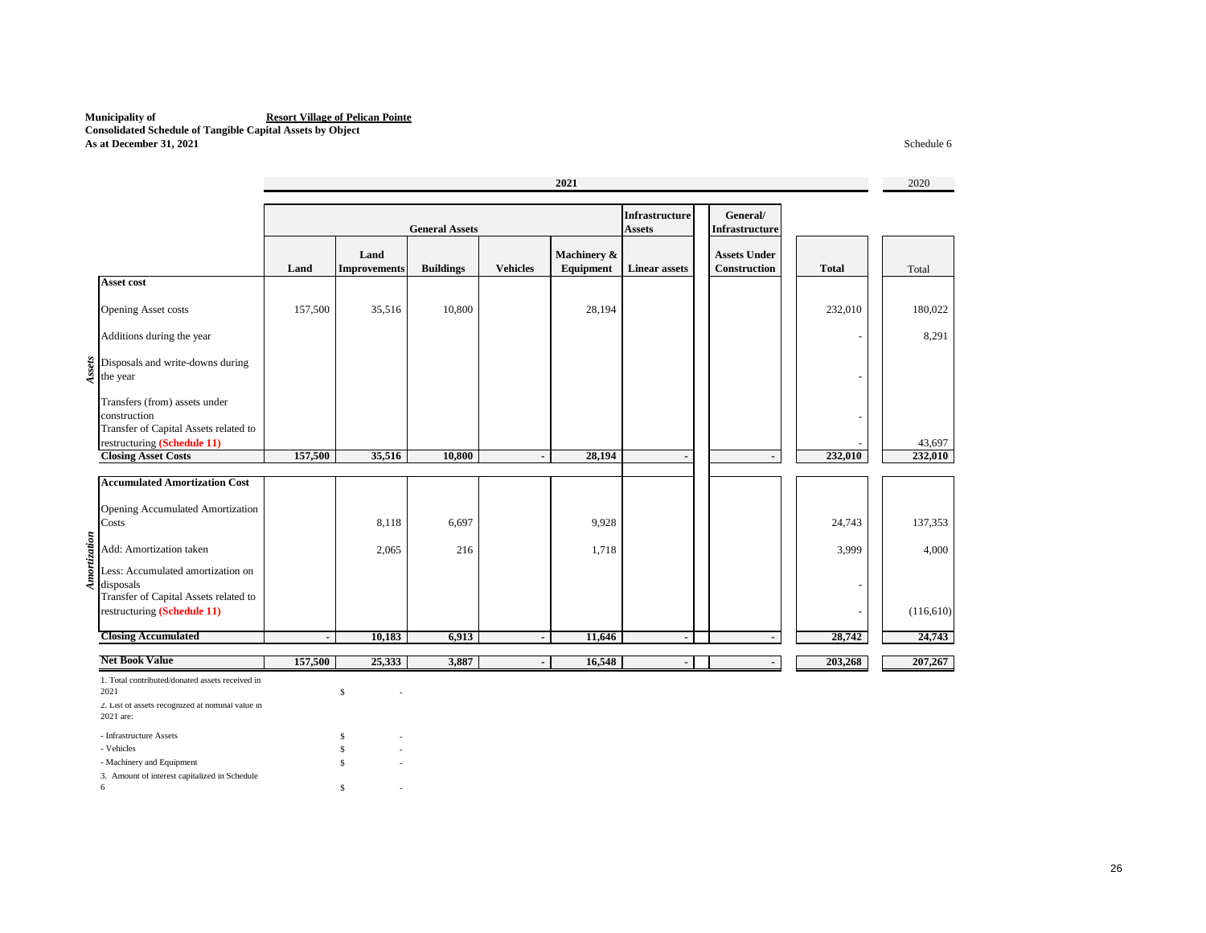**Municipality of** **Resort Village of Pelican Pointe**
**Consolidated Schedule of Tangible Capital Assets by Object**
**As at December 31, 2021**

Schedule 6

| | | 2021 | | | | | | | | 2020 |
|---|---|---|---|---|---|---|---|---|---|---|
| | | General Assets | | | | | Infrastructure Assets | General/ Infrastructure | | |
| | | Land | Land Improvements | Buildings | Vehicles | Machinery & Equipment | Linear assets | Assets Under Construction | Total | Total |
| *Assets* | **Asset cost** | | | | | | | | | |
| | Opening Asset costs | 157,500 | 35,516 | 10,800 | | 28,194 | | | 232,010 | 180,022 |
| | Additions during the year | | | | | | | | - | 8,291 |
| | Disposals and write-downs during the year | | | | | | | | - | |
| | Transfers (from) assets under construction | | | | | | | | - | |
| | Transfer of Capital Assets related to restructuring **(Schedule 11)** | | | | | | | | - | 43,697 |
| | **Closing Asset Costs** | **157,500** | **35,516** | **10,800** | **-** | **28,194** | **-** | **-** | **232,010** | **232,010** |
| *Amortization* | **Accumulated Amortization Cost** | | | | | | | | | |
| | Opening Accumulated Amortization Costs | | 8,118 | 6,697 | | 9,928 | | | 24,743 | 137,353 |
| | Add: Amortization taken | | 2,065 | 216 | | 1,718 | | | 3,999 | 4,000 |
| | Less: Accumulated amortization on disposals | | | | | | | | - | |
| | Transfer of Capital Assets related to restructuring **(Schedule 11)** | | | | | | | | - | (116,610) |
| | **Closing Accumulated** | **-** | **10,183** | **6,913** | **-** | **11,646** | **-** | **-** | **28,742** | **24,743** |
| | **Net Book Value** | **157,500** | **25,333** | **3,887** | **-** | **16,548** | **-** | **-** | **203,268** | **207,267** |

1. Total contributed/donated assets received in 2021 $ -

2. List of assets recognized at nominal value in 2021 are:

- Infrastructure Assets $ -
- Vehicles $ -
- Machinery and Equipment $ -

3. Amount of interest capitalized in Schedule 6 $ -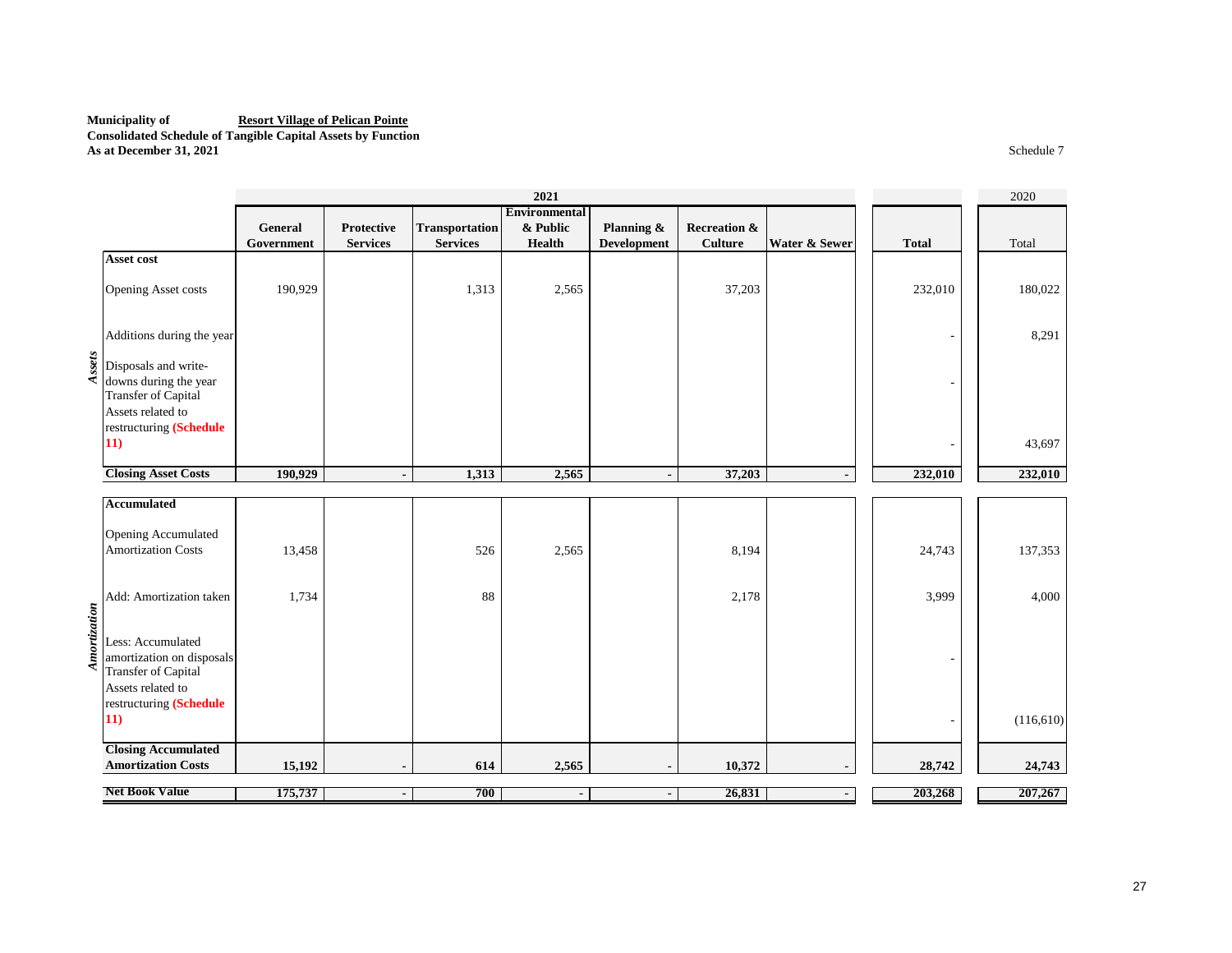**Municipality of** **Resort Village of Pelican Pointe**
**Consolidated Schedule of Tangible Capital Assets by Function**
**As at December 31, 2021**

Schedule 7

| | | 2021 | | | | | | | | 2020 |
|---|---|---|---|---|---|---|---|---|---|---|
| | | **General Government** | **Protective Services** | **Transportation Services** | **Environmental & Public Health** | **Planning & Development** | **Recreation & Culture** | **Water & Sewer** | **Total** | Total |
| *Assets* | **Asset cost** | | | | | | | | | |
| | Opening Asset costs | 190,929 | | 1,313 | 2,565 | | 37,203 | | 232,010 | 180,022 |
| | Additions during the year | | | | | | | | - | 8,291 |
| | Disposals and write-downs during the year | | | | | | | | - | |
| | Transfer of Capital Assets related to restructuring **(Schedule 11)** | | | | | | | | - | 43,697 |
| | **Closing Asset Costs** | **190,929** | **-** | **1,313** | **2,565** | **-** | **37,203** | **-** | **232,010** | **232,010** |
| *Amortization* | **Accumulated** | | | | | | | | | |
| | Opening Accumulated Amortization Costs | 13,458 | | 526 | 2,565 | | 8,194 | | 24,743 | 137,353 |
| | Add: Amortization taken | 1,734 | | 88 | | | 2,178 | | 3,999 | 4,000 |
| | Less: Accumulated amortization on disposals | | | | | | | | - | |
| | Transfer of Capital Assets related to restructuring **(Schedule 11)** | | | | | | | | - | (116,610) |
| | **Closing Accumulated Amortization Costs** | **15,192** | **-** | **614** | **2,565** | **-** | **10,372** | **-** | **28,742** | **24,743** |
| | **Net Book Value** | **175,737** | **-** | **700** | **-** | **-** | **26,831** | **-** | **203,268** | **207,267** |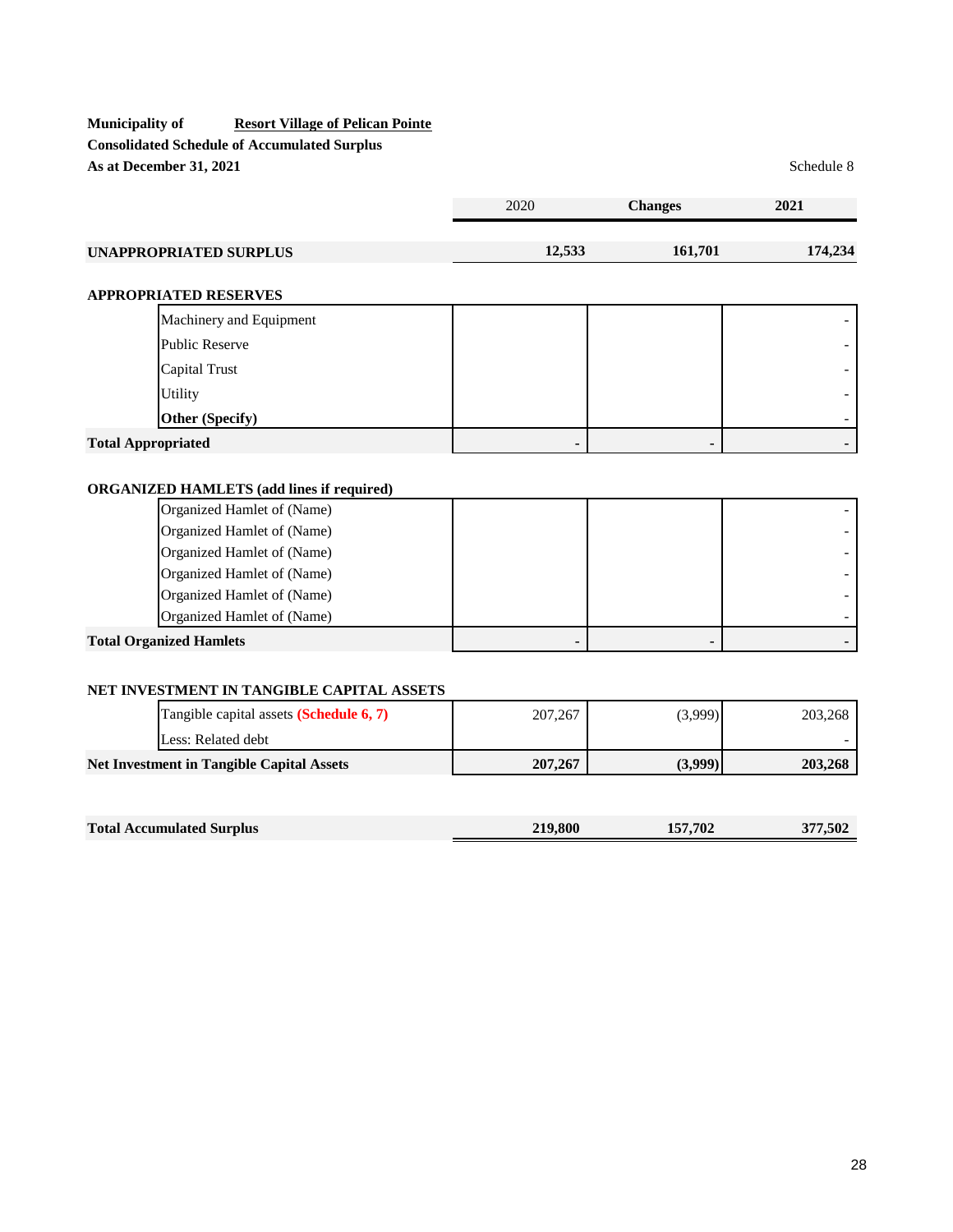**Municipality of** **Resort Village of Pelican Pointe**

**Consolidated Schedule of Accumulated Surplus**

**As at December 31, 2021**

Schedule 8

| | 2020 | **Changes** | **2021** |
|---|---|---|---|
| **UNAPPROPRIATED SURPLUS** | **12,533** | **161,701** | **174,234** |
| **APPROPRIATED RESERVES** | | | |
| Machinery and Equipment | | | - |
| Public Reserve | | | - |
| Capital Trust | | | - |
| Utility | | | - |
| **Other (Specify)** | | | - |
| **Total Appropriated** | **-** | **-** | **-** |
| **ORGANIZED HAMLETS (add lines if required)** | | | |
| Organized Hamlet of (Name) | | | - |
| Organized Hamlet of (Name) | | | - |
| Organized Hamlet of (Name) | | | - |
| Organized Hamlet of (Name) | | | - |
| Organized Hamlet of (Name) | | | - |
| Organized Hamlet of (Name) | | | - |
| **Total Organized Hamlets** | **-** | **-** | **-** |
| **NET INVESTMENT IN TANGIBLE CAPITAL ASSETS** | | | |
| Tangible capital assets **(Schedule 6, 7)** | 207,267 | (3,999) | 203,268 |
| Less: Related debt | | | - |
| **Net Investment in Tangible Capital Assets** | **207,267** | **(3,999)** | **203,268** |
| **Total Accumulated Surplus** | **219,800** | **157,702** | **377,502** |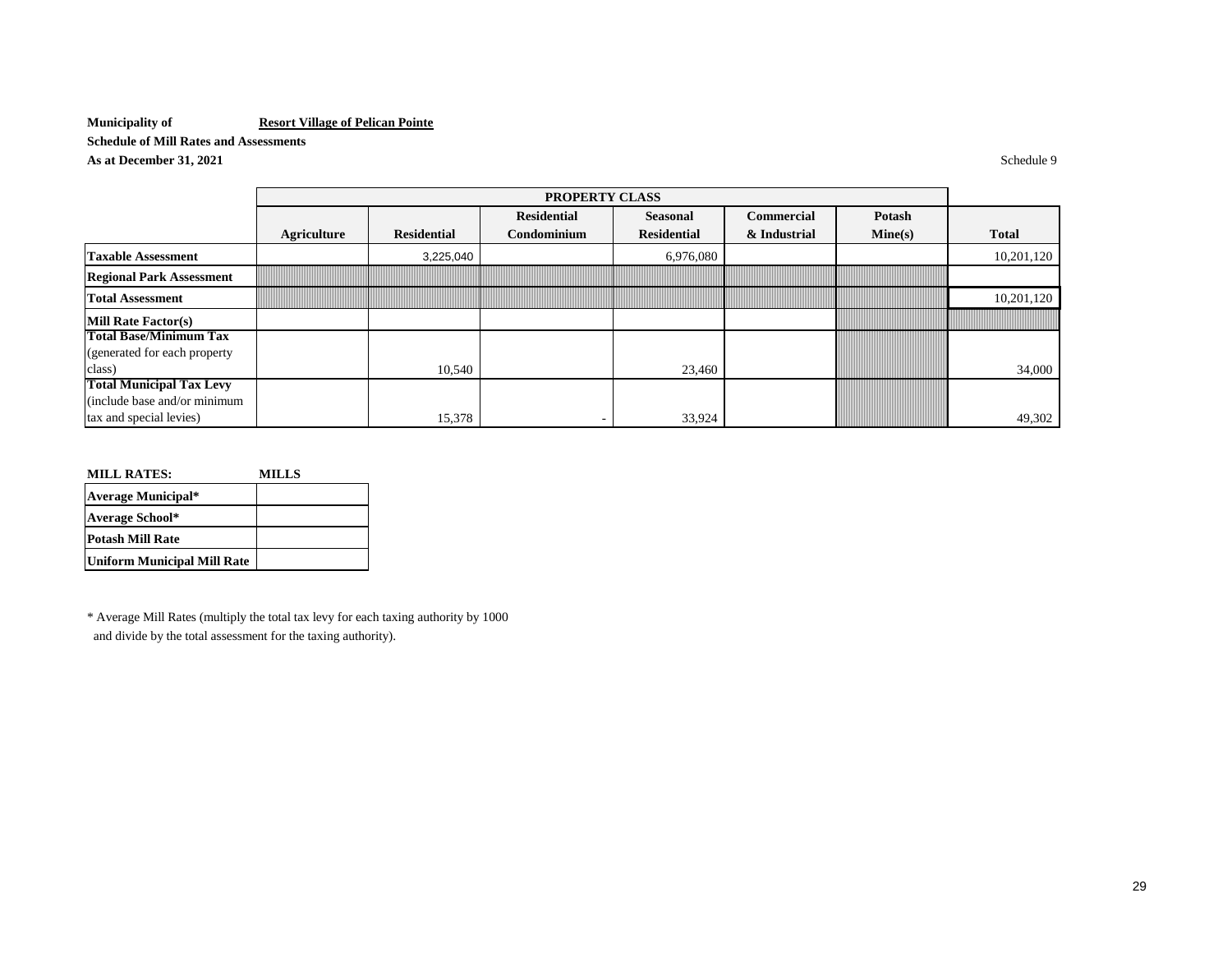**Municipality of** **Resort Village of Pelican Pointe**

**Schedule of Mill Rates and Assessments**

**As at December 31, 2021**

Schedule 9

| | PROPERTY CLASS | | | | | | |
|---|---|---|---|---|---|---|---|
| | **Agriculture** | **Residential** | **Residential Condominium** | **Seasonal Residential** | **Commercial & Industrial** | **Potash Mine(s)** | **Total** |
| **Taxable Assessment** | | 3,225,040 | | 6,976,080 | | | 10,201,120 |
| **Regional Park Assessment** | | | | | | | |
| **Total Assessment** | | | | | | | 10,201,120 |
| **Mill Rate Factor(s)** | | | | | | | |
| **Total Base/Minimum Tax** (generated for each property class) | | 10,540 | | 23,460 | | | 34,000 |
| **Total Municipal Tax Levy** (include base and/or minimum tax and special levies) | | 15,378 | - | 33,924 | | | 49,302 |

| **MILL RATES:** | **MILLS** |
|---|---|
| **Average Municipal*** | |
| **Average School*** | |
| **Potash Mill Rate** | |
| **Uniform Municipal Mill Rate** | |

* Average Mill Rates (multiply the total tax levy for each taxing authority by 1000 and divide by the total assessment for the taxing authority).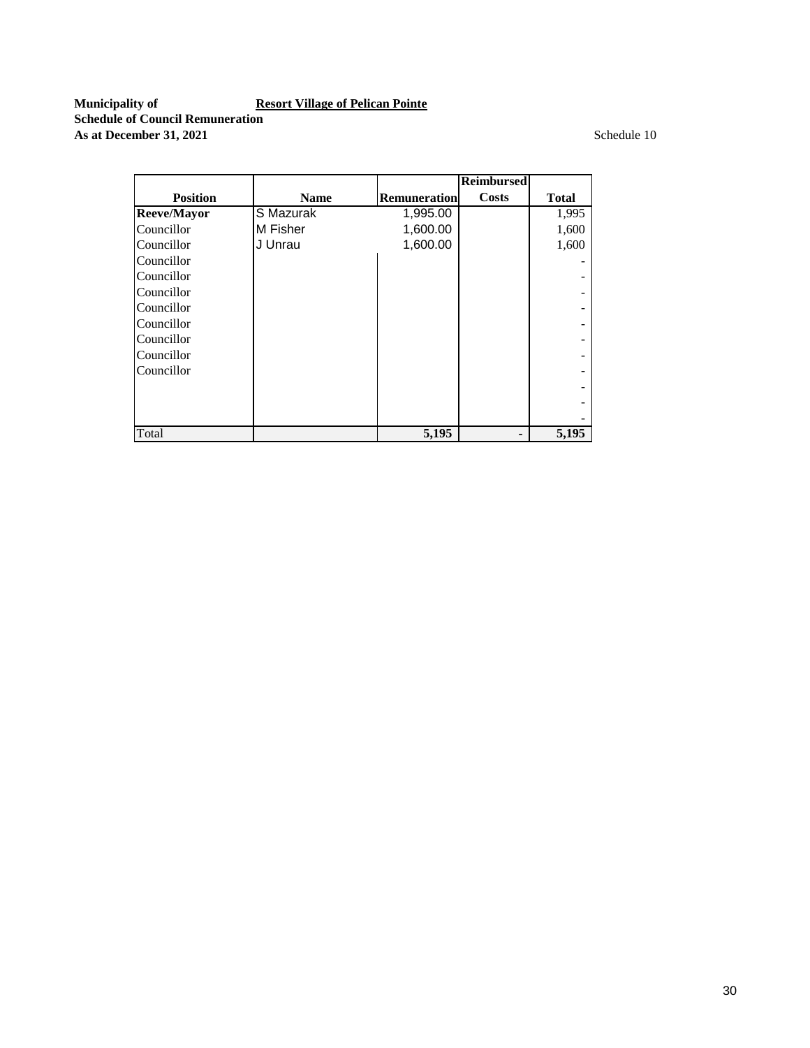**Municipality of** **Resort Village of Pelican Pointe**
**Schedule of Council Remuneration**
**As at December 31, 2021**

Schedule 10

| Position | Name | Remuneration | Reimbursed Costs | Total |
|---|---|---|---|---|
| **Reeve/Mayor** | S Mazurak | 1,995.00 | | 1,995 |
| Councillor | M Fisher | 1,600.00 | | 1,600 |
| Councillor | J Unrau | 1,600.00 | | 1,600 |
| Councillor | | | | - |
| Councillor | | | | - |
| Councillor | | | | - |
| Councillor | | | | - |
| Councillor | | | | - |
| Councillor | | | | - |
| Councillor | | | | - |
| Councillor | | | | - |
| | | | | - |
| | | | | - |
| | | | | - |
| Total | | **5,195** | **-** | **5,195** |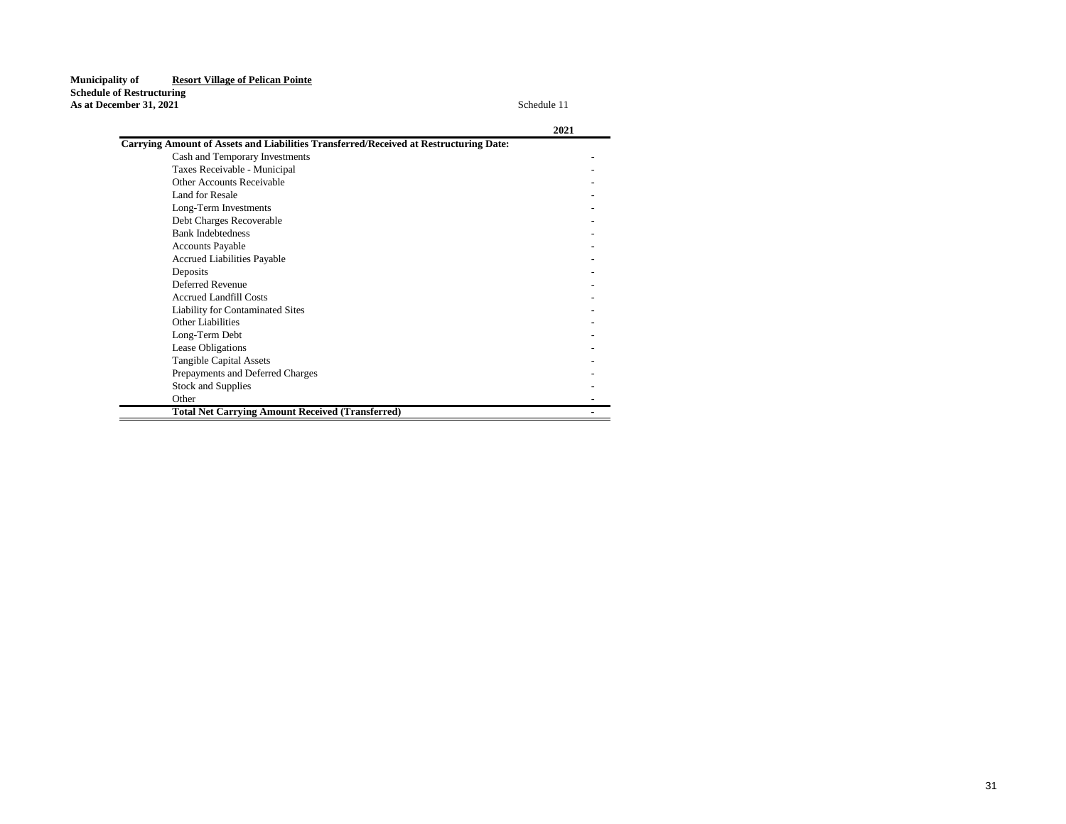**Municipality of** **Resort Village of Pelican Pointe**
**Schedule of Restructuring**
**As at December 31, 2021**

Schedule 11

| | 2021 |
|---|---|
| **Carrying Amount of Assets and Liabilities Transferred/Received at Restructuring Date:** | |
| Cash and Temporary Investments | - |
| Taxes Receivable - Municipal | - |
| Other Accounts Receivable | - |
| Land for Resale | - |
| Long-Term Investments | - |
| Debt Charges Recoverable | - |
| Bank Indebtedness | - |
| Accounts Payable | - |
| Accrued Liabilities Payable | - |
| Deposits | - |
| Deferred Revenue | - |
| Accrued Landfill Costs | - |
| Liability for Contaminated Sites | - |
| Other Liabilities | - |
| Long-Term Debt | - |
| Lease Obligations | - |
| Tangible Capital Assets | - |
| Prepayments and Deferred Charges | - |
| Stock and Supplies | - |
| Other | - |
| **Total Net Carrying Amount Received (Transferred)** | **-** |